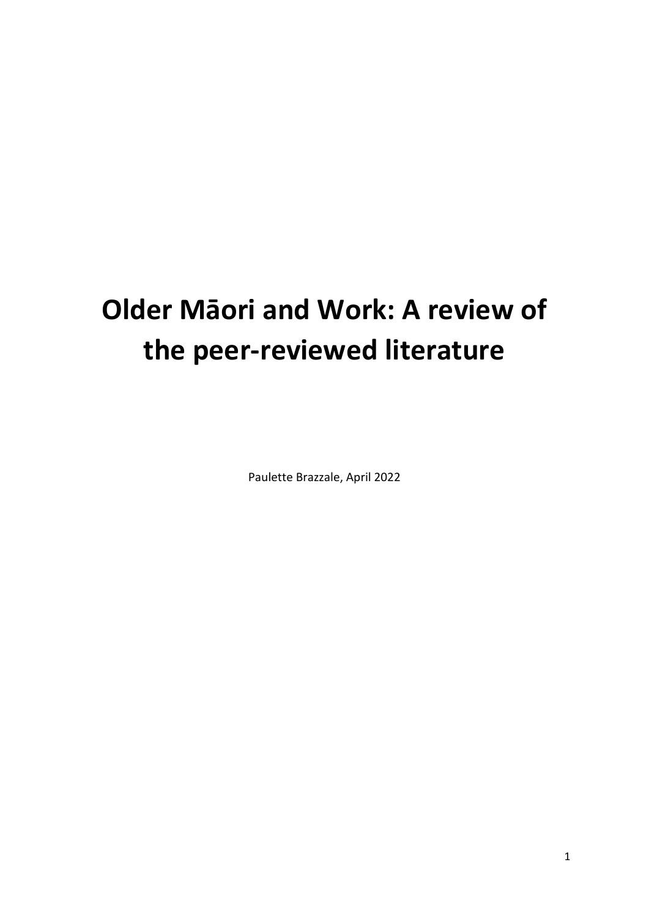# Older Māori and Work: A review of the peer-reviewed literature

Paulette Brazzale, April 2022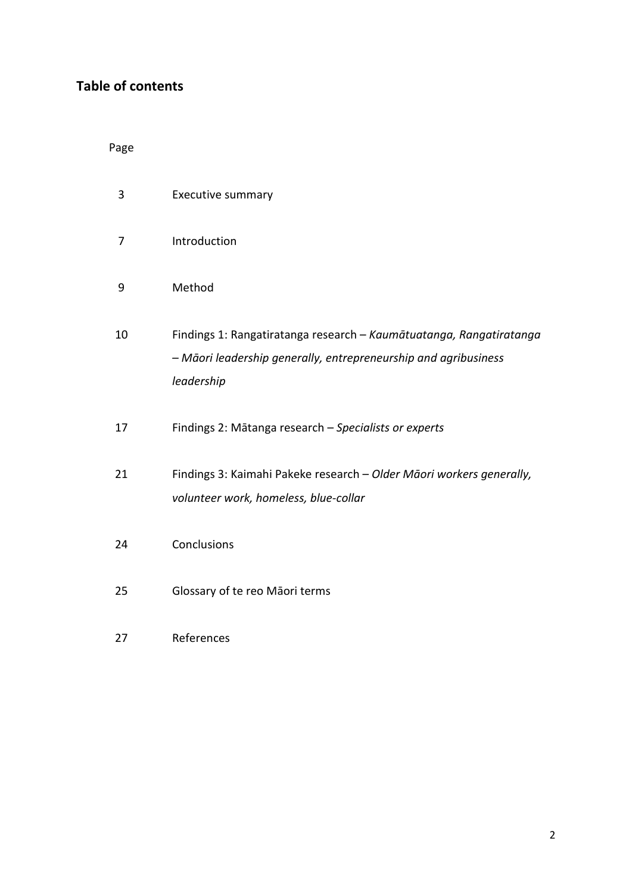## Table of contents

| Page | |
|---|---|
| 3 | Executive summary |
| 7 | Introduction |
| 9 | Method |
| 10 | Findings 1: Rangatiratanga research – *Kaumātuatanga, Rangatiratanga – Māori leadership generally, entrepreneurship and agribusiness leadership* |
| 17 | Findings 2: Mātanga research – *Specialists or experts* |
| 21 | Findings 3: Kaimahi Pakeke research – *Older Māori workers generally, volunteer work, homeless, blue-collar* |
| 24 | Conclusions |
| 25 | Glossary of te reo Māori terms |
| 27 | References |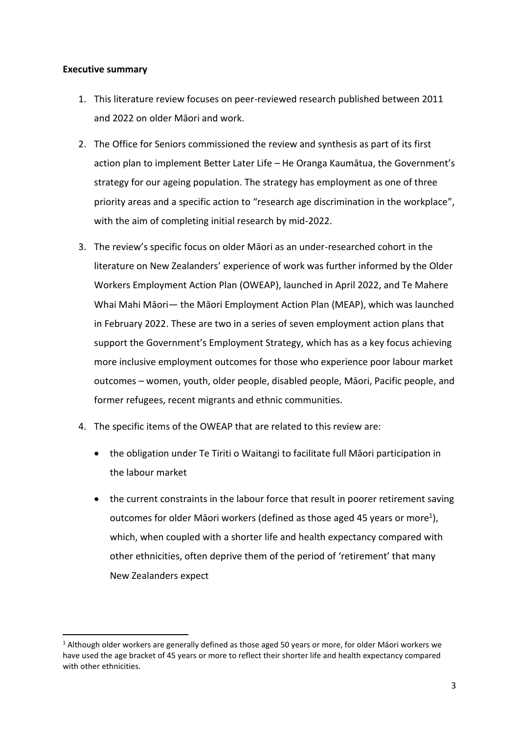**Executive summary**

1. This literature review focuses on peer-reviewed research published between 2011 and 2022 on older Māori and work.

2. The Office for Seniors commissioned the review and synthesis as part of its first action plan to implement Better Later Life – He Oranga Kaumātua, the Government's strategy for our ageing population. The strategy has employment as one of three priority areas and a specific action to "research age discrimination in the workplace", with the aim of completing initial research by mid-2022.

3. The review's specific focus on older Māori as an under-researched cohort in the literature on New Zealanders' experience of work was further informed by the Older Workers Employment Action Plan (OWEAP), launched in April 2022, and Te Mahere Whai Mahi Māori— the Māori Employment Action Plan (MEAP), which was launched in February 2022. These are two in a series of seven employment action plans that support the Government's Employment Strategy, which has as a key focus achieving more inclusive employment outcomes for those who experience poor labour market outcomes – women, youth, older people, disabled people, Māori, Pacific people, and former refugees, recent migrants and ethnic communities.

4. The specific items of the OWEAP that are related to this review are:

   - the obligation under Te Tiriti o Waitangi to facilitate full Māori participation in the labour market
   - the current constraints in the labour force that result in poorer retirement saving outcomes for older Māori workers (defined as those aged 45 years or more[1]), which, when coupled with a shorter life and health expectancy compared with other ethnicities, often deprive them of the period of 'retirement' that many New Zealanders expect

---

[1] Although older workers are generally defined as those aged 50 years or more, for older Māori workers we have used the age bracket of 45 years or more to reflect their shorter life and health expectancy compared with other ethnicities.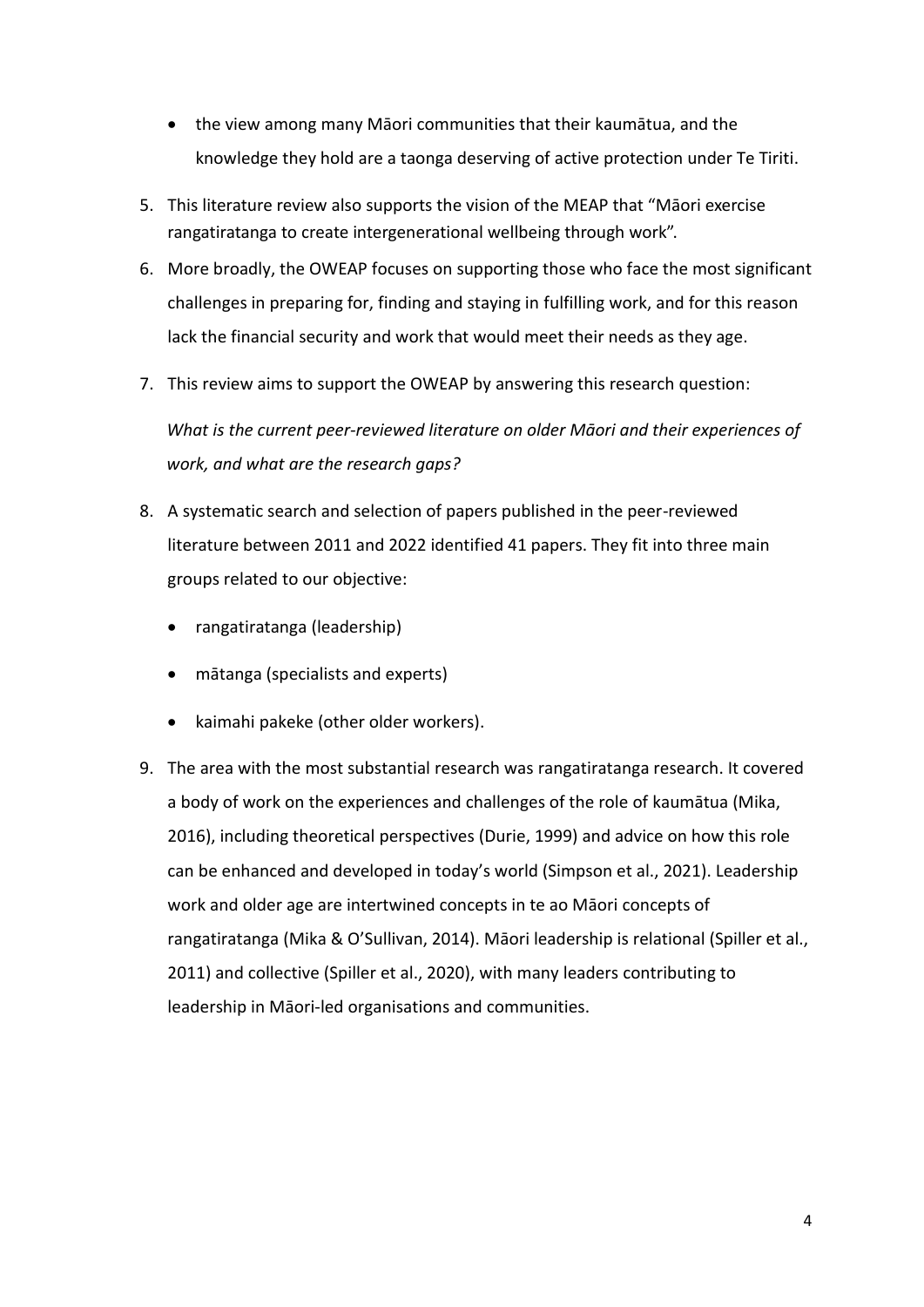- the view among many Māori communities that their kaumātua, and the knowledge they hold are a taonga deserving of active protection under Te Tiriti.

5. This literature review also supports the vision of the MEAP that "Māori exercise rangatiratanga to create intergenerational wellbeing through work".
6. More broadly, the OWEAP focuses on supporting those who face the most significant challenges in preparing for, finding and staying in fulfilling work, and for this reason lack the financial security and work that would meet their needs as they age.
7. This review aims to support the OWEAP by answering this research question:

   *What is the current peer-reviewed literature on older Māori and their experiences of work, and what are the research gaps?*

8. A systematic search and selection of papers published in the peer-reviewed literature between 2011 and 2022 identified 41 papers. They fit into three main groups related to our objective:
   - rangatiratanga (leadership)
   - mātanga (specialists and experts)
   - kaimahi pakeke (other older workers).
9. The area with the most substantial research was rangatiratanga research. It covered a body of work on the experiences and challenges of the role of kaumātua (Mika, 2016), including theoretical perspectives (Durie, 1999) and advice on how this role can be enhanced and developed in today's world (Simpson et al., 2021). Leadership work and older age are intertwined concepts in te ao Māori concepts of rangatiratanga (Mika & O'Sullivan, 2014). Māori leadership is relational (Spiller et al., 2011) and collective (Spiller et al., 2020), with many leaders contributing to leadership in Māori-led organisations and communities.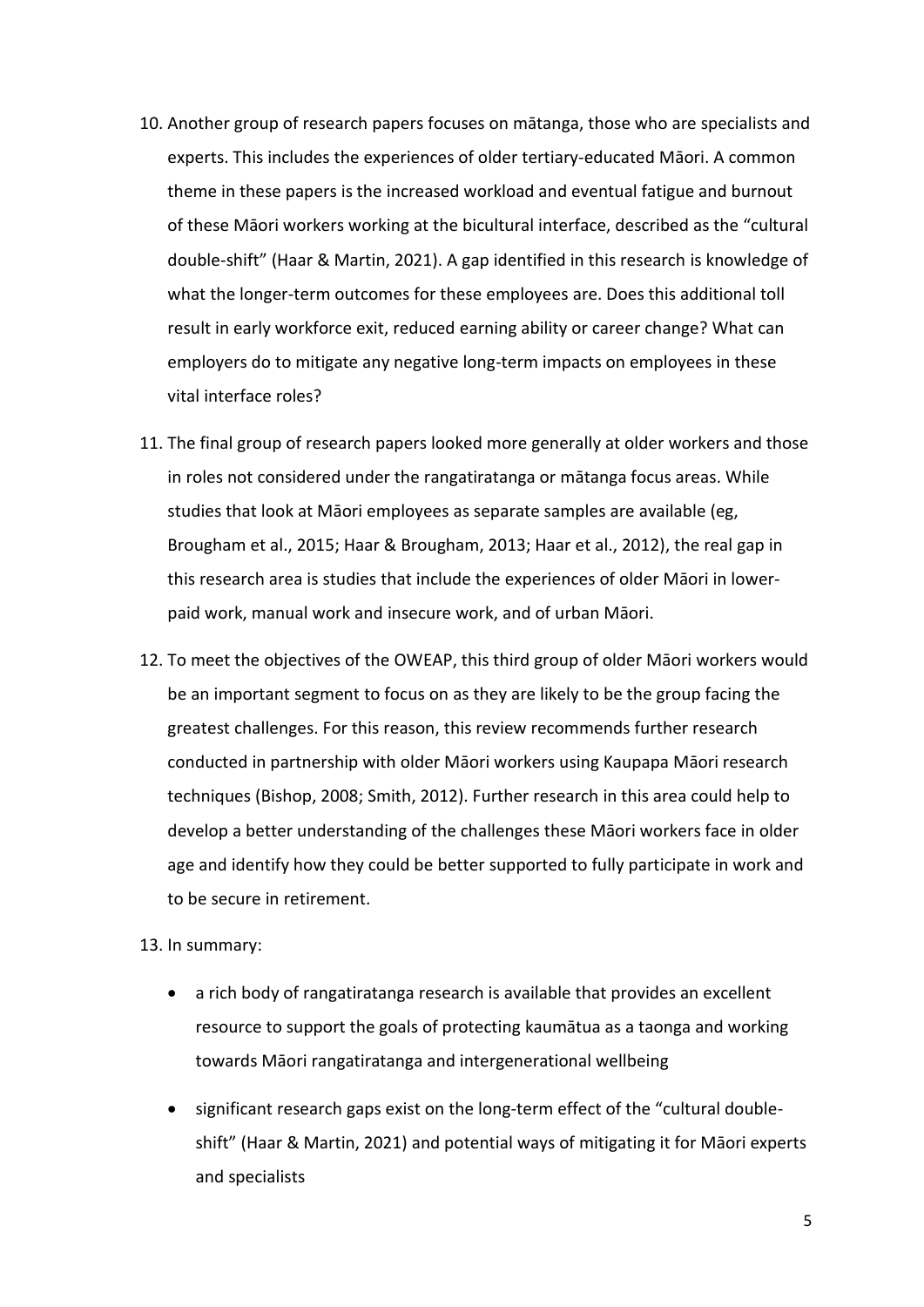10. Another group of research papers focuses on mātanga, those who are specialists and experts. This includes the experiences of older tertiary-educated Māori. A common theme in these papers is the increased workload and eventual fatigue and burnout of these Māori workers working at the bicultural interface, described as the "cultural double-shift" (Haar & Martin, 2021). A gap identified in this research is knowledge of what the longer-term outcomes for these employees are. Does this additional toll result in early workforce exit, reduced earning ability or career change? What can employers do to mitigate any negative long-term impacts on employees in these vital interface roles?

11. The final group of research papers looked more generally at older workers and those in roles not considered under the rangatiratanga or mātanga focus areas. While studies that look at Māori employees as separate samples are available (eg, Brougham et al., 2015; Haar & Brougham, 2013; Haar et al., 2012), the real gap in this research area is studies that include the experiences of older Māori in lower-paid work, manual work and insecure work, and of urban Māori.

12. To meet the objectives of the OWEAP, this third group of older Māori workers would be an important segment to focus on as they are likely to be the group facing the greatest challenges. For this reason, this review recommends further research conducted in partnership with older Māori workers using Kaupapa Māori research techniques (Bishop, 2008; Smith, 2012). Further research in this area could help to develop a better understanding of the challenges these Māori workers face in older age and identify how they could be better supported to fully participate in work and to be secure in retirement.

13. In summary:

    - a rich body of rangatiratanga research is available that provides an excellent resource to support the goals of protecting kaumātua as a taonga and working towards Māori rangatiratanga and intergenerational wellbeing
    - significant research gaps exist on the long-term effect of the "cultural double-shift" (Haar & Martin, 2021) and potential ways of mitigating it for Māori experts and specialists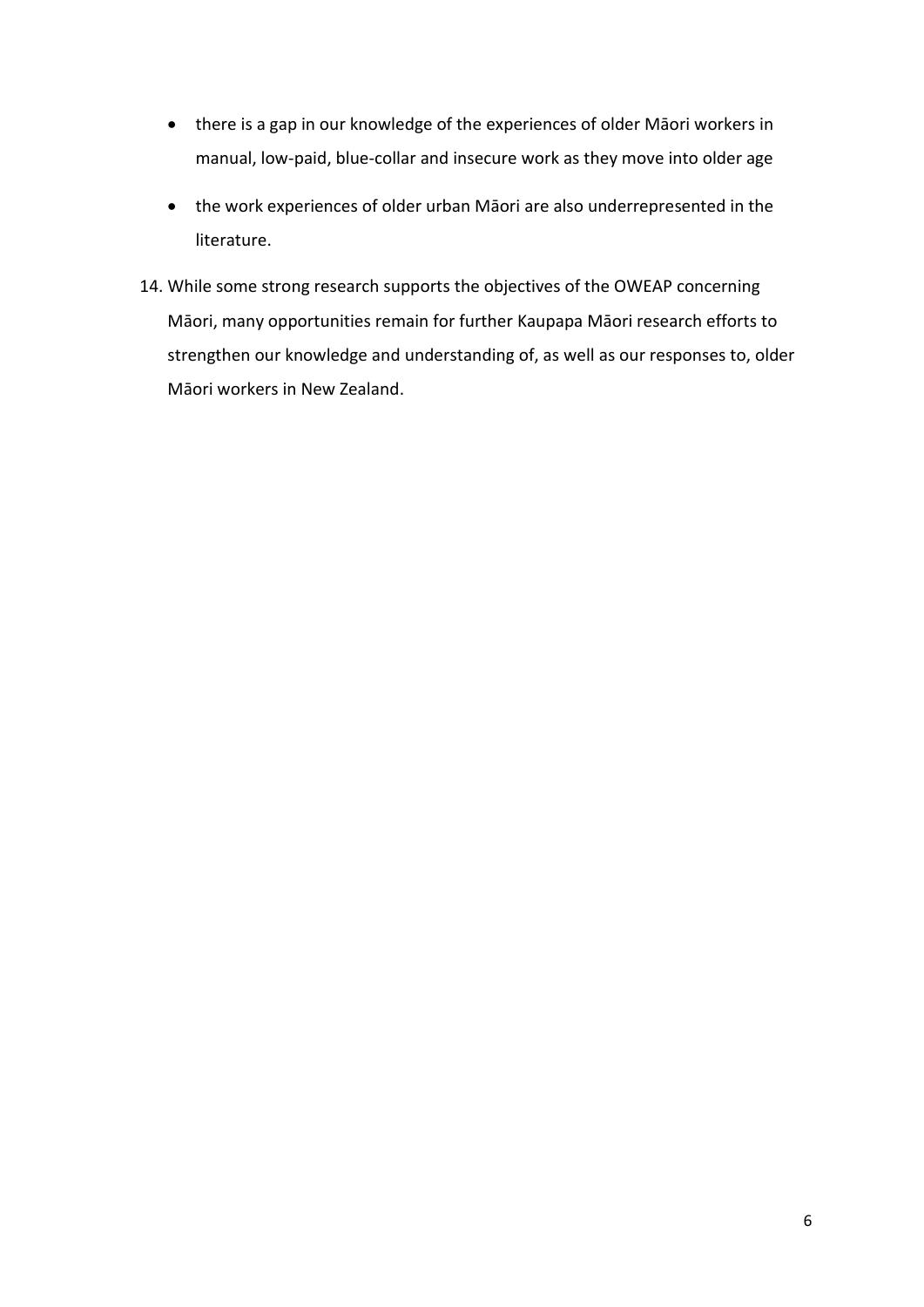- there is a gap in our knowledge of the experiences of older Māori workers in manual, low-paid, blue-collar and insecure work as they move into older age
- the work experiences of older urban Māori are also underrepresented in the literature.

14. While some strong research supports the objectives of the OWEAP concerning Māori, many opportunities remain for further Kaupapa Māori research efforts to strengthen our knowledge and understanding of, as well as our responses to, older Māori workers in New Zealand.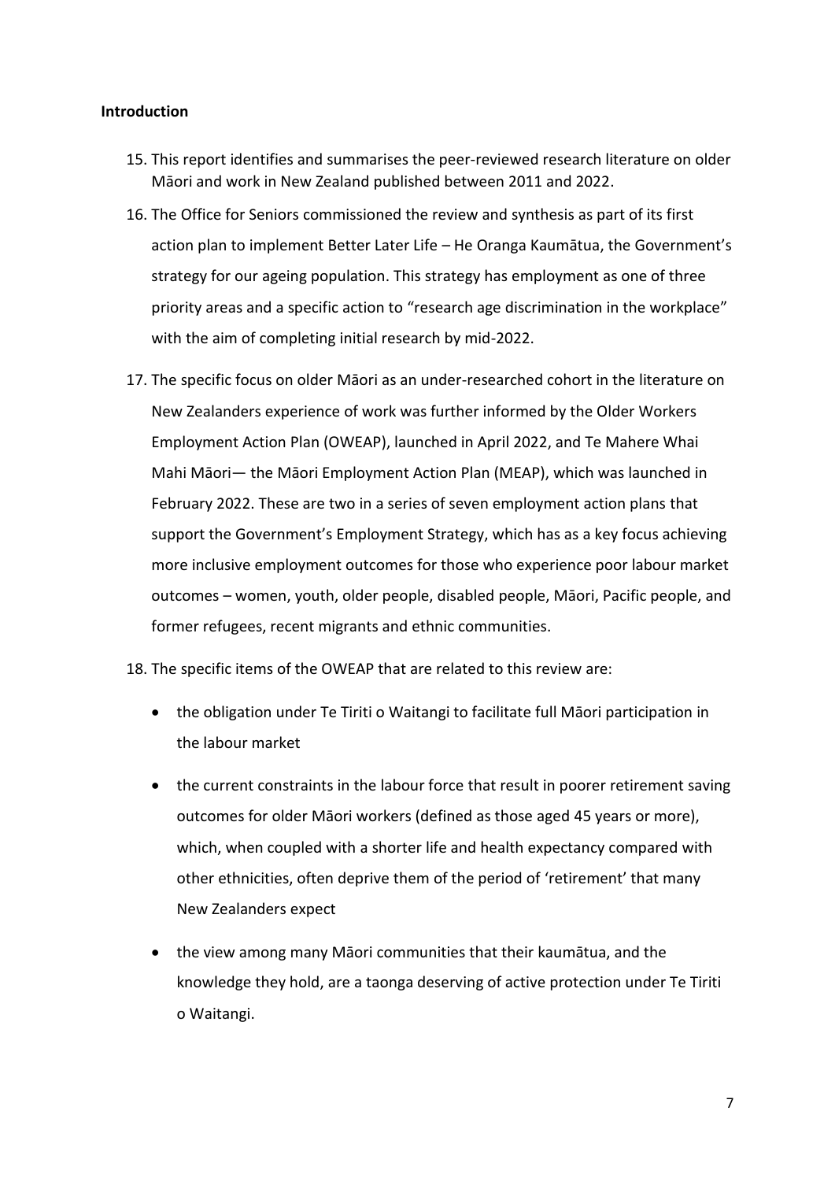**Introduction**

15. This report identifies and summarises the peer-reviewed research literature on older Māori and work in New Zealand published between 2011 and 2022.

16. The Office for Seniors commissioned the review and synthesis as part of its first action plan to implement Better Later Life – He Oranga Kaumātua, the Government's strategy for our ageing population. This strategy has employment as one of three priority areas and a specific action to "research age discrimination in the workplace" with the aim of completing initial research by mid-2022.

17. The specific focus on older Māori as an under-researched cohort in the literature on New Zealanders experience of work was further informed by the Older Workers Employment Action Plan (OWEAP), launched in April 2022, and Te Mahere Whai Mahi Māori— the Māori Employment Action Plan (MEAP), which was launched in February 2022. These are two in a series of seven employment action plans that support the Government's Employment Strategy, which has as a key focus achieving more inclusive employment outcomes for those who experience poor labour market outcomes – women, youth, older people, disabled people, Māori, Pacific people, and former refugees, recent migrants and ethnic communities.

18. The specific items of the OWEAP that are related to this review are:

    - the obligation under Te Tiriti o Waitangi to facilitate full Māori participation in the labour market
    - the current constraints in the labour force that result in poorer retirement saving outcomes for older Māori workers (defined as those aged 45 years or more), which, when coupled with a shorter life and health expectancy compared with other ethnicities, often deprive them of the period of 'retirement' that many New Zealanders expect
    - the view among many Māori communities that their kaumātua, and the knowledge they hold, are a taonga deserving of active protection under Te Tiriti o Waitangi.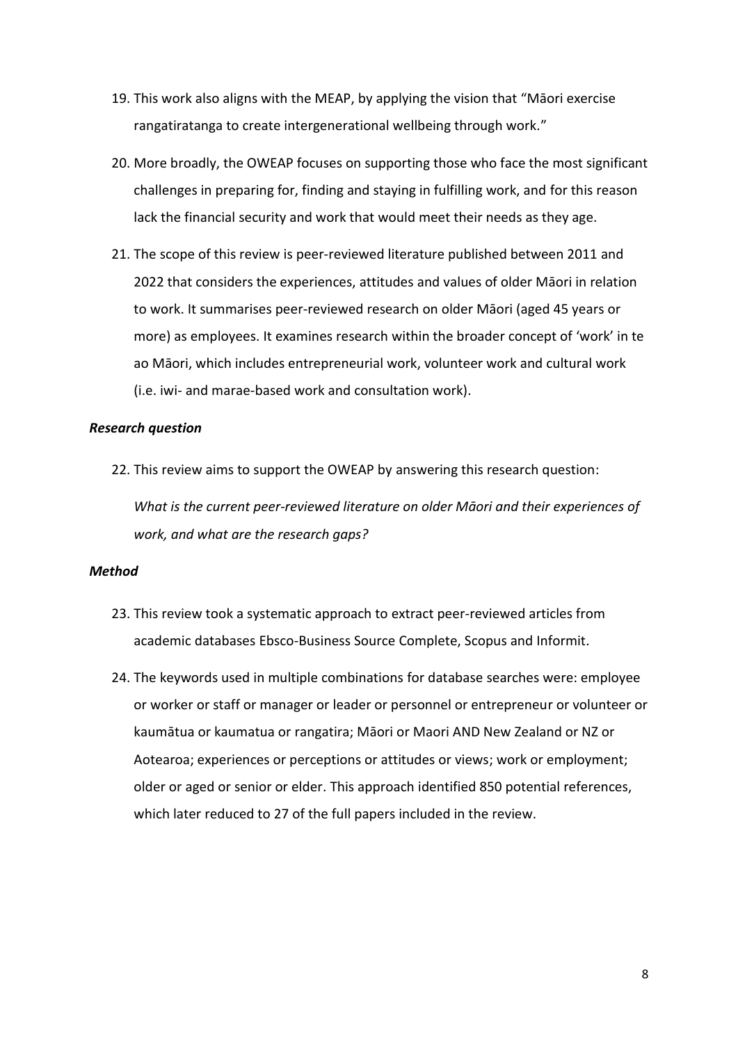19. This work also aligns with the MEAP, by applying the vision that "Māori exercise rangatiratanga to create intergenerational wellbeing through work."

20. More broadly, the OWEAP focuses on supporting those who face the most significant challenges in preparing for, finding and staying in fulfilling work, and for this reason lack the financial security and work that would meet their needs as they age.

21. The scope of this review is peer-reviewed literature published between 2011 and 2022 that considers the experiences, attitudes and values of older Māori in relation to work. It summarises peer-reviewed research on older Māori (aged 45 years or more) as employees. It examines research within the broader concept of 'work' in te ao Māori, which includes entrepreneurial work, volunteer work and cultural work (i.e. iwi- and marae-based work and consultation work).

### *Research question*

22. This review aims to support the OWEAP by answering this research question:

    *What is the current peer-reviewed literature on older Māori and their experiences of work, and what are the research gaps?*

### *Method*

23. This review took a systematic approach to extract peer-reviewed articles from academic databases Ebsco-Business Source Complete, Scopus and Informit.

24. The keywords used in multiple combinations for database searches were: employee or worker or staff or manager or leader or personnel or entrepreneur or volunteer or kaumātua or kaumatua or rangatira; Māori or Maori AND New Zealand or NZ or Aotearoa; experiences or perceptions or attitudes or views; work or employment; older or aged or senior or elder. This approach identified 850 potential references, which later reduced to 27 of the full papers included in the review.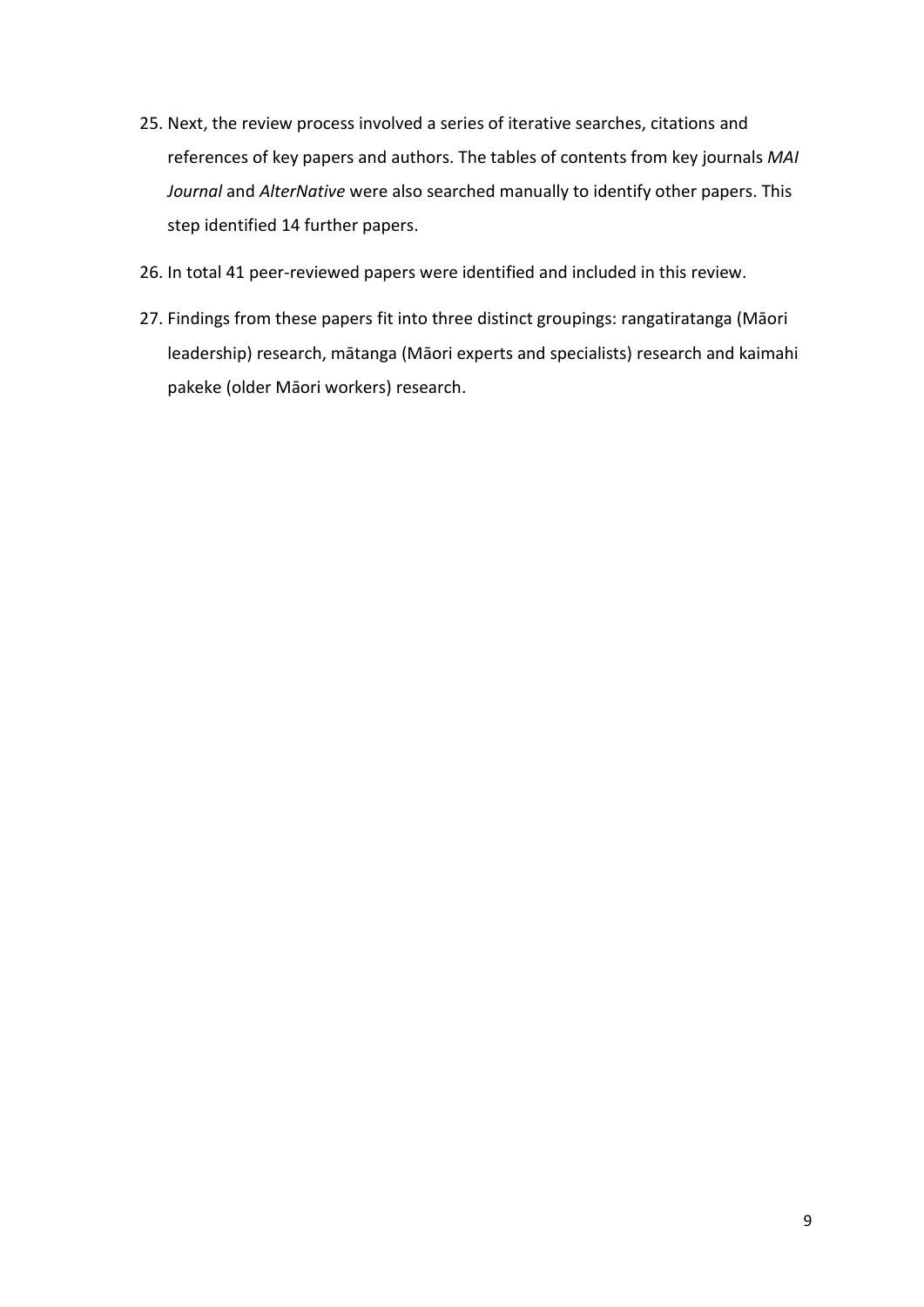25. Next, the review process involved a series of iterative searches, citations and references of key papers and authors. The tables of contents from key journals *MAI Journal* and *AlterNative* were also searched manually to identify other papers. This step identified 14 further papers.

26. In total 41 peer-reviewed papers were identified and included in this review.

27. Findings from these papers fit into three distinct groupings: rangatiratanga (Māori leadership) research, mātanga (Māori experts and specialists) research and kaimahi pakeke (older Māori workers) research.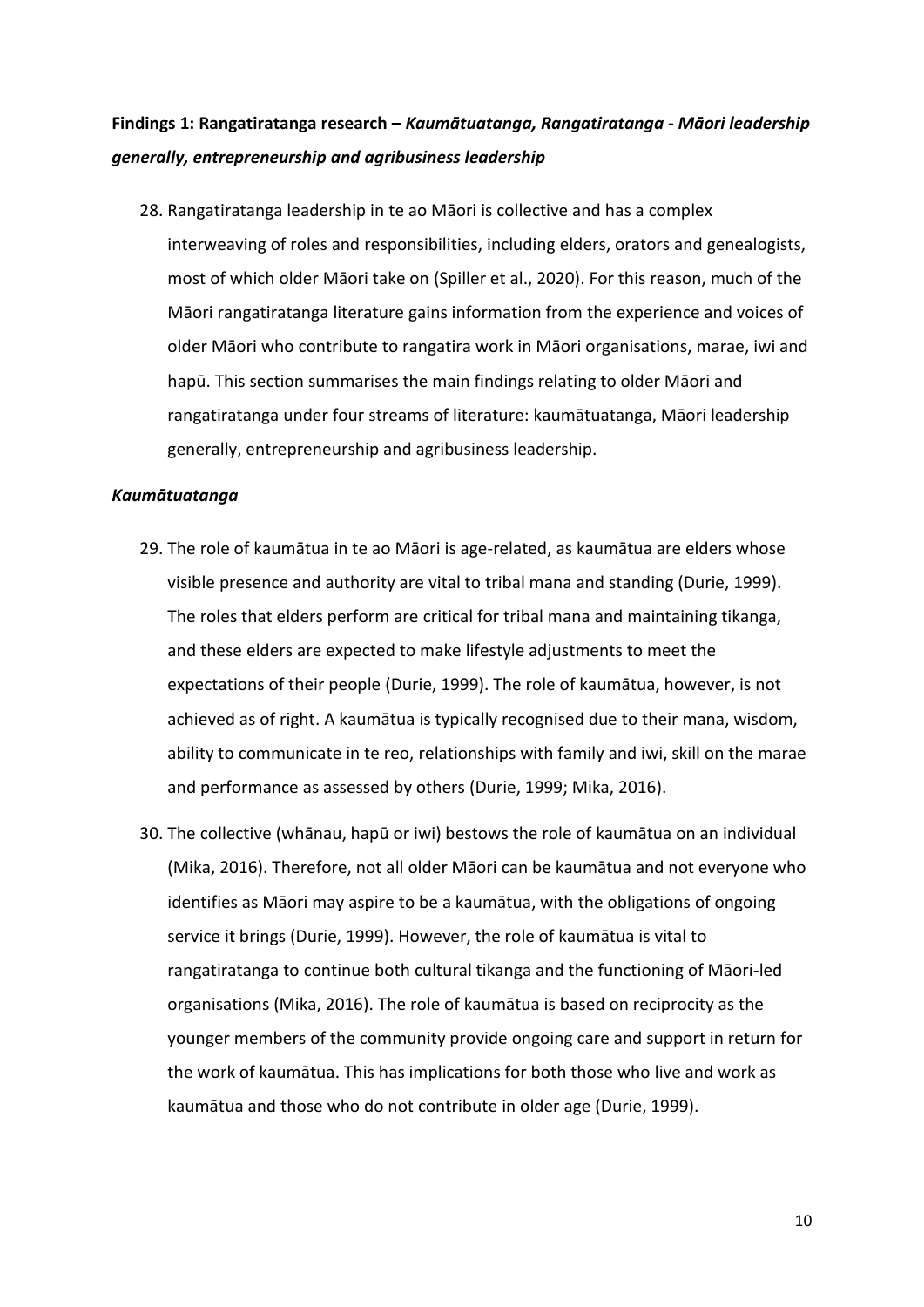**Findings 1: Rangatiratanga research –** ***Kaumātuatanga, Rangatiratanga - Māori leadership generally, entrepreneurship and agribusiness leadership***

28. Rangatiratanga leadership in te ao Māori is collective and has a complex interweaving of roles and responsibilities, including elders, orators and genealogists, most of which older Māori take on (Spiller et al., 2020). For this reason, much of the Māori rangatiratanga literature gains information from the experience and voices of older Māori who contribute to rangatira work in Māori organisations, marae, iwi and hapū. This section summarises the main findings relating to older Māori and rangatiratanga under four streams of literature: kaumātuatanga, Māori leadership generally, entrepreneurship and agribusiness leadership.

***Kaumātuatanga***

29. The role of kaumātua in te ao Māori is age-related, as kaumātua are elders whose visible presence and authority are vital to tribal mana and standing (Durie, 1999). The roles that elders perform are critical for tribal mana and maintaining tikanga, and these elders are expected to make lifestyle adjustments to meet the expectations of their people (Durie, 1999). The role of kaumātua, however, is not achieved as of right. A kaumātua is typically recognised due to their mana, wisdom, ability to communicate in te reo, relationships with family and iwi, skill on the marae and performance as assessed by others (Durie, 1999; Mika, 2016).

30. The collective (whānau, hapū or iwi) bestows the role of kaumātua on an individual (Mika, 2016). Therefore, not all older Māori can be kaumātua and not everyone who identifies as Māori may aspire to be a kaumātua, with the obligations of ongoing service it brings (Durie, 1999). However, the role of kaumātua is vital to rangatiratanga to continue both cultural tikanga and the functioning of Māori-led organisations (Mika, 2016). The role of kaumātua is based on reciprocity as the younger members of the community provide ongoing care and support in return for the work of kaumātua. This has implications for both those who live and work as kaumātua and those who do not contribute in older age (Durie, 1999).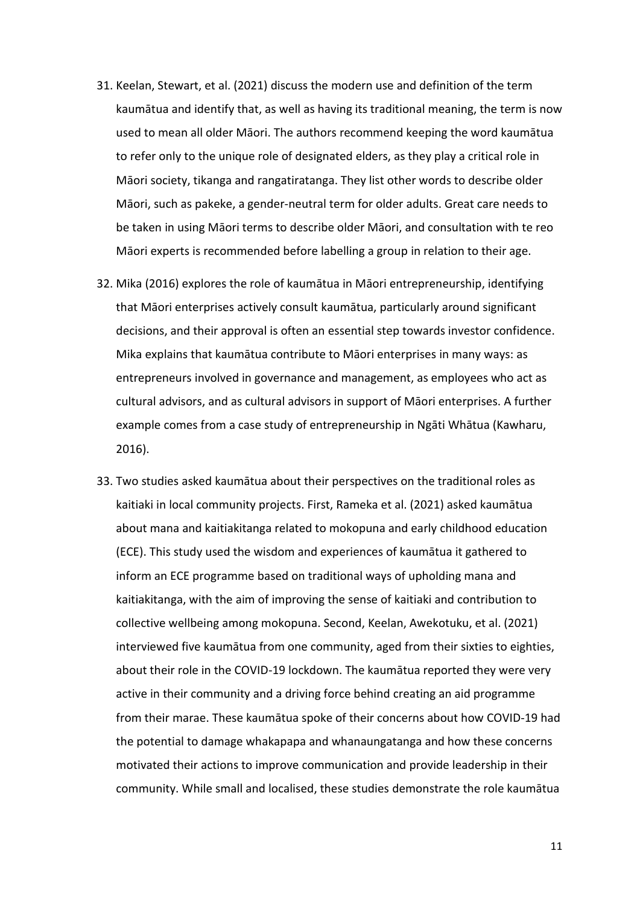31. Keelan, Stewart, et al. (2021) discuss the modern use and definition of the term kaumātua and identify that, as well as having its traditional meaning, the term is now used to mean all older Māori. The authors recommend keeping the word kaumātua to refer only to the unique role of designated elders, as they play a critical role in Māori society, tikanga and rangatiratanga. They list other words to describe older Māori, such as pakeke, a gender-neutral term for older adults. Great care needs to be taken in using Māori terms to describe older Māori, and consultation with te reo Māori experts is recommended before labelling a group in relation to their age.

32. Mika (2016) explores the role of kaumātua in Māori entrepreneurship, identifying that Māori enterprises actively consult kaumātua, particularly around significant decisions, and their approval is often an essential step towards investor confidence. Mika explains that kaumātua contribute to Māori enterprises in many ways: as entrepreneurs involved in governance and management, as employees who act as cultural advisors, and as cultural advisors in support of Māori enterprises. A further example comes from a case study of entrepreneurship in Ngāti Whātua (Kawharu, 2016).

33. Two studies asked kaumātua about their perspectives on the traditional roles as kaitiaki in local community projects. First, Rameka et al. (2021) asked kaumātua about mana and kaitiakitanga related to mokopuna and early childhood education (ECE). This study used the wisdom and experiences of kaumātua it gathered to inform an ECE programme based on traditional ways of upholding mana and kaitiakitanga, with the aim of improving the sense of kaitiaki and contribution to collective wellbeing among mokopuna. Second, Keelan, Awekotuku, et al. (2021) interviewed five kaumātua from one community, aged from their sixties to eighties, about their role in the COVID-19 lockdown. The kaumātua reported they were very active in their community and a driving force behind creating an aid programme from their marae. These kaumātua spoke of their concerns about how COVID-19 had the potential to damage whakapapa and whanaungatanga and how these concerns motivated their actions to improve communication and provide leadership in their community. While small and localised, these studies demonstrate the role kaumātua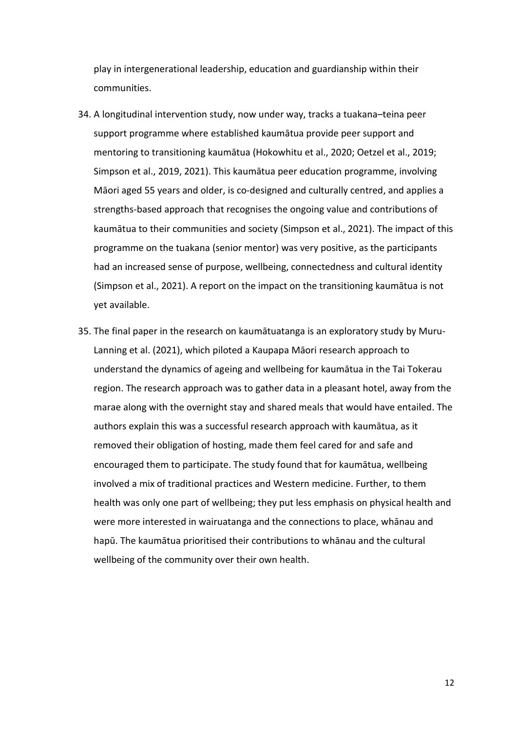play in intergenerational leadership, education and guardianship within their communities.

34. A longitudinal intervention study, now under way, tracks a tuakana–teina peer support programme where established kaumātua provide peer support and mentoring to transitioning kaumātua (Hokowhitu et al., 2020; Oetzel et al., 2019; Simpson et al., 2019, 2021). This kaumātua peer education programme, involving Māori aged 55 years and older, is co-designed and culturally centred, and applies a strengths-based approach that recognises the ongoing value and contributions of kaumātua to their communities and society (Simpson et al., 2021). The impact of this programme on the tuakana (senior mentor) was very positive, as the participants had an increased sense of purpose, wellbeing, connectedness and cultural identity (Simpson et al., 2021). A report on the impact on the transitioning kaumātua is not yet available.

35. The final paper in the research on kaumātuatanga is an exploratory study by Muru-Lanning et al. (2021), which piloted a Kaupapa Māori research approach to understand the dynamics of ageing and wellbeing for kaumātua in the Tai Tokerau region. The research approach was to gather data in a pleasant hotel, away from the marae along with the overnight stay and shared meals that would have entailed. The authors explain this was a successful research approach with kaumātua, as it removed their obligation of hosting, made them feel cared for and safe and encouraged them to participate. The study found that for kaumātua, wellbeing involved a mix of traditional practices and Western medicine. Further, to them health was only one part of wellbeing; they put less emphasis on physical health and were more interested in wairuatanga and the connections to place, whānau and hapū. The kaumātua prioritised their contributions to whānau and the cultural wellbeing of the community over their own health.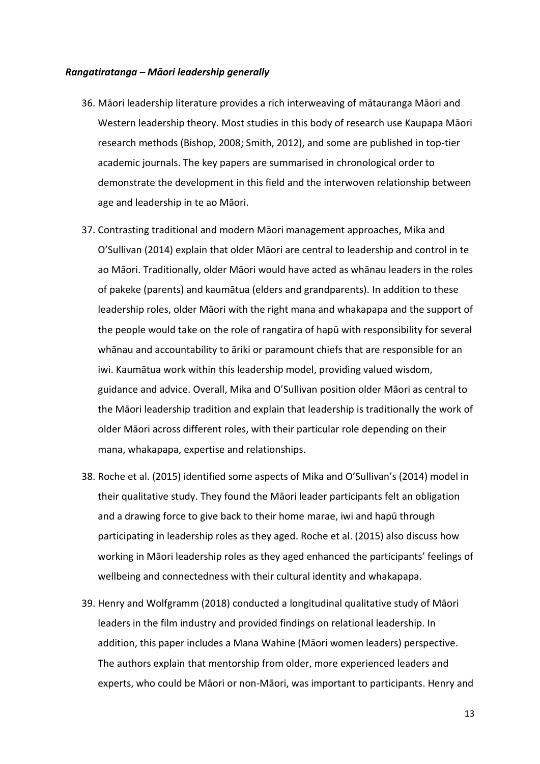***Rangatiratanga – Māori leadership generally***

36. Māori leadership literature provides a rich interweaving of mātauranga Māori and Western leadership theory. Most studies in this body of research use Kaupapa Māori research methods (Bishop, 2008; Smith, 2012), and some are published in top-tier academic journals. The key papers are summarised in chronological order to demonstrate the development in this field and the interwoven relationship between age and leadership in te ao Māori.

37. Contrasting traditional and modern Māori management approaches, Mika and O'Sullivan (2014) explain that older Māori are central to leadership and control in te ao Māori. Traditionally, older Māori would have acted as whānau leaders in the roles of pakeke (parents) and kaumātua (elders and grandparents). In addition to these leadership roles, older Māori with the right mana and whakapapa and the support of the people would take on the role of rangatira of hapū with responsibility for several whānau and accountability to āriki or paramount chiefs that are responsible for an iwi. Kaumātua work within this leadership model, providing valued wisdom, guidance and advice. Overall, Mika and O'Sullivan position older Māori as central to the Māori leadership tradition and explain that leadership is traditionally the work of older Māori across different roles, with their particular role depending on their mana, whakapapa, expertise and relationships.

38. Roche et al. (2015) identified some aspects of Mika and O'Sullivan's (2014) model in their qualitative study. They found the Māori leader participants felt an obligation and a drawing force to give back to their home marae, iwi and hapū through participating in leadership roles as they aged. Roche et al. (2015) also discuss how working in Māori leadership roles as they aged enhanced the participants' feelings of wellbeing and connectedness with their cultural identity and whakapapa.

39. Henry and Wolfgramm (2018) conducted a longitudinal qualitative study of Māori leaders in the film industry and provided findings on relational leadership. In addition, this paper includes a Mana Wahine (Māori women leaders) perspective. The authors explain that mentorship from older, more experienced leaders and experts, who could be Māori or non-Māori, was important to participants. Henry and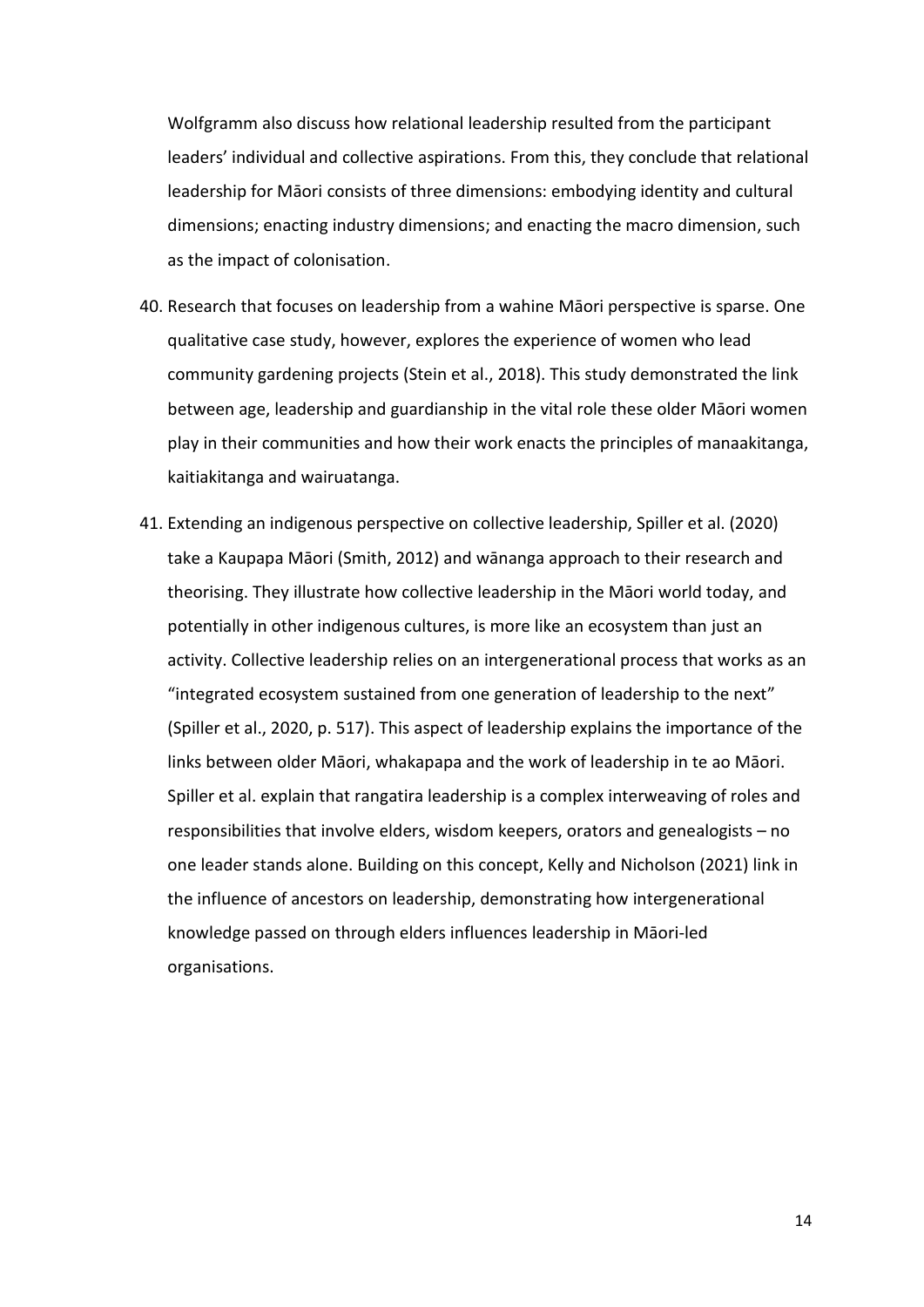Wolfgramm also discuss how relational leadership resulted from the participant leaders' individual and collective aspirations. From this, they conclude that relational leadership for Māori consists of three dimensions: embodying identity and cultural dimensions; enacting industry dimensions; and enacting the macro dimension, such as the impact of colonisation.

40. Research that focuses on leadership from a wahine Māori perspective is sparse. One qualitative case study, however, explores the experience of women who lead community gardening projects (Stein et al., 2018). This study demonstrated the link between age, leadership and guardianship in the vital role these older Māori women play in their communities and how their work enacts the principles of manaakitanga, kaitiakitanga and wairuatanga.

41. Extending an indigenous perspective on collective leadership, Spiller et al. (2020) take a Kaupapa Māori (Smith, 2012) and wānanga approach to their research and theorising. They illustrate how collective leadership in the Māori world today, and potentially in other indigenous cultures, is more like an ecosystem than just an activity. Collective leadership relies on an intergenerational process that works as an "integrated ecosystem sustained from one generation of leadership to the next" (Spiller et al., 2020, p. 517). This aspect of leadership explains the importance of the links between older Māori, whakapapa and the work of leadership in te ao Māori. Spiller et al. explain that rangatira leadership is a complex interweaving of roles and responsibilities that involve elders, wisdom keepers, orators and genealogists – no one leader stands alone. Building on this concept, Kelly and Nicholson (2021) link in the influence of ancestors on leadership, demonstrating how intergenerational knowledge passed on through elders influences leadership in Māori-led organisations.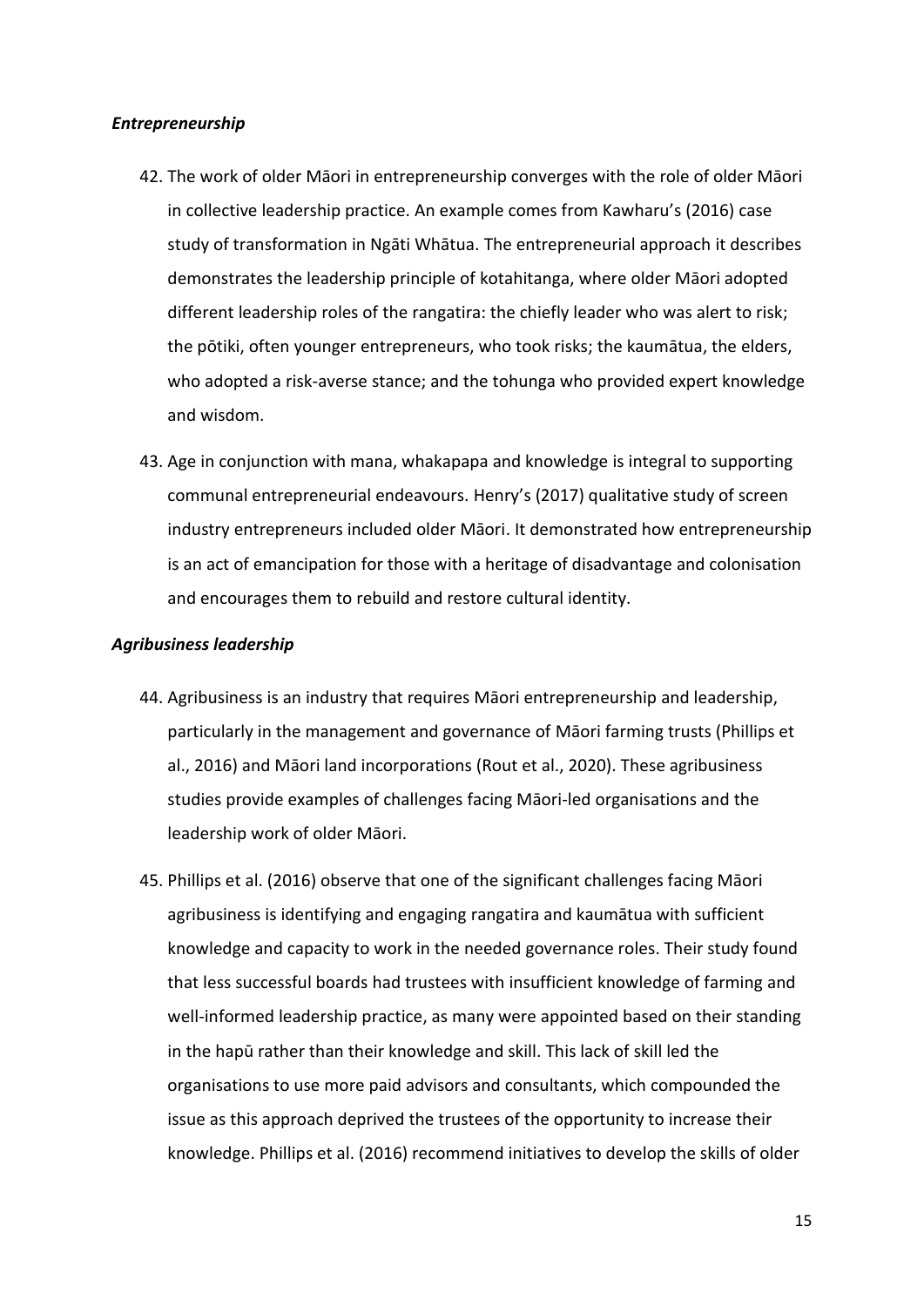### *Entrepreneurship*

42. The work of older Māori in entrepreneurship converges with the role of older Māori in collective leadership practice. An example comes from Kawharu's (2016) case study of transformation in Ngāti Whātua. The entrepreneurial approach it describes demonstrates the leadership principle of kotahitanga, where older Māori adopted different leadership roles of the rangatira: the chiefly leader who was alert to risk; the pōtiki, often younger entrepreneurs, who took risks; the kaumātua, the elders, who adopted a risk-averse stance; and the tohunga who provided expert knowledge and wisdom.

43. Age in conjunction with mana, whakapapa and knowledge is integral to supporting communal entrepreneurial endeavours. Henry's (2017) qualitative study of screen industry entrepreneurs included older Māori. It demonstrated how entrepreneurship is an act of emancipation for those with a heritage of disadvantage and colonisation and encourages them to rebuild and restore cultural identity.

### *Agribusiness leadership*

44. Agribusiness is an industry that requires Māori entrepreneurship and leadership, particularly in the management and governance of Māori farming trusts (Phillips et al., 2016) and Māori land incorporations (Rout et al., 2020). These agribusiness studies provide examples of challenges facing Māori-led organisations and the leadership work of older Māori.

45. Phillips et al. (2016) observe that one of the significant challenges facing Māori agribusiness is identifying and engaging rangatira and kaumātua with sufficient knowledge and capacity to work in the needed governance roles. Their study found that less successful boards had trustees with insufficient knowledge of farming and well-informed leadership practice, as many were appointed based on their standing in the hapū rather than their knowledge and skill. This lack of skill led the organisations to use more paid advisors and consultants, which compounded the issue as this approach deprived the trustees of the opportunity to increase their knowledge. Phillips et al. (2016) recommend initiatives to develop the skills of older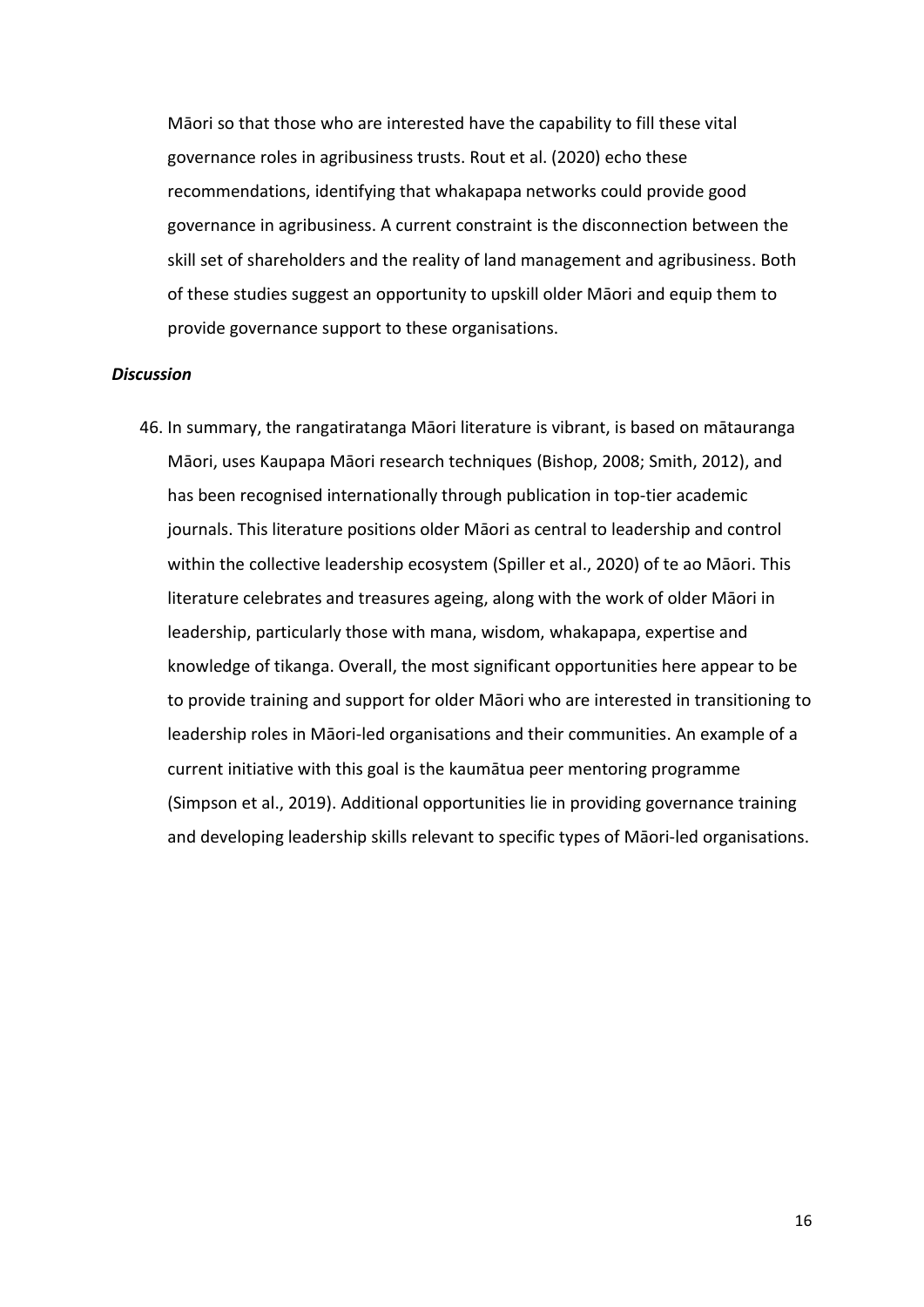Māori so that those who are interested have the capability to fill these vital governance roles in agribusiness trusts. Rout et al. (2020) echo these recommendations, identifying that whakapapa networks could provide good governance in agribusiness. A current constraint is the disconnection between the skill set of shareholders and the reality of land management and agribusiness. Both of these studies suggest an opportunity to upskill older Māori and equip them to provide governance support to these organisations.

***Discussion***

46. In summary, the rangatiratanga Māori literature is vibrant, is based on mātauranga Māori, uses Kaupapa Māori research techniques (Bishop, 2008; Smith, 2012), and has been recognised internationally through publication in top-tier academic journals. This literature positions older Māori as central to leadership and control within the collective leadership ecosystem (Spiller et al., 2020) of te ao Māori. This literature celebrates and treasures ageing, along with the work of older Māori in leadership, particularly those with mana, wisdom, whakapapa, expertise and knowledge of tikanga. Overall, the most significant opportunities here appear to be to provide training and support for older Māori who are interested in transitioning to leadership roles in Māori-led organisations and their communities. An example of a current initiative with this goal is the kaumātua peer mentoring programme (Simpson et al., 2019). Additional opportunities lie in providing governance training and developing leadership skills relevant to specific types of Māori-led organisations.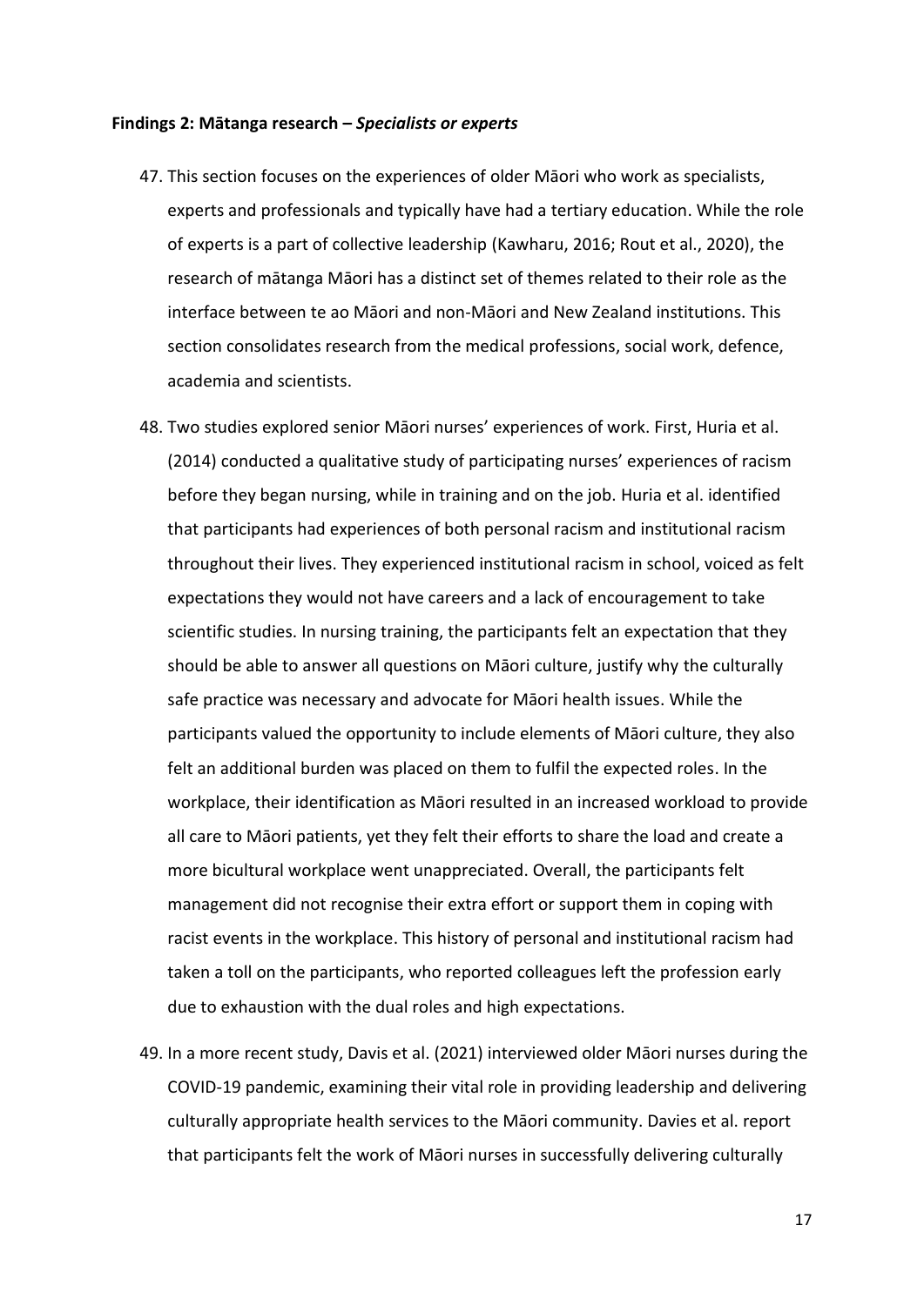**Findings 2: Mātanga research – *Specialists or experts***

47. This section focuses on the experiences of older Māori who work as specialists, experts and professionals and typically have had a tertiary education. While the role of experts is a part of collective leadership (Kawharu, 2016; Rout et al., 2020), the research of mātanga Māori has a distinct set of themes related to their role as the interface between te ao Māori and non-Māori and New Zealand institutions. This section consolidates research from the medical professions, social work, defence, academia and scientists.

48. Two studies explored senior Māori nurses' experiences of work. First, Huria et al. (2014) conducted a qualitative study of participating nurses' experiences of racism before they began nursing, while in training and on the job. Huria et al. identified that participants had experiences of both personal racism and institutional racism throughout their lives. They experienced institutional racism in school, voiced as felt expectations they would not have careers and a lack of encouragement to take scientific studies. In nursing training, the participants felt an expectation that they should be able to answer all questions on Māori culture, justify why the culturally safe practice was necessary and advocate for Māori health issues. While the participants valued the opportunity to include elements of Māori culture, they also felt an additional burden was placed on them to fulfil the expected roles. In the workplace, their identification as Māori resulted in an increased workload to provide all care to Māori patients, yet they felt their efforts to share the load and create a more bicultural workplace went unappreciated. Overall, the participants felt management did not recognise their extra effort or support them in coping with racist events in the workplace. This history of personal and institutional racism had taken a toll on the participants, who reported colleagues left the profession early due to exhaustion with the dual roles and high expectations.

49. In a more recent study, Davis et al. (2021) interviewed older Māori nurses during the COVID-19 pandemic, examining their vital role in providing leadership and delivering culturally appropriate health services to the Māori community. Davies et al. report that participants felt the work of Māori nurses in successfully delivering culturally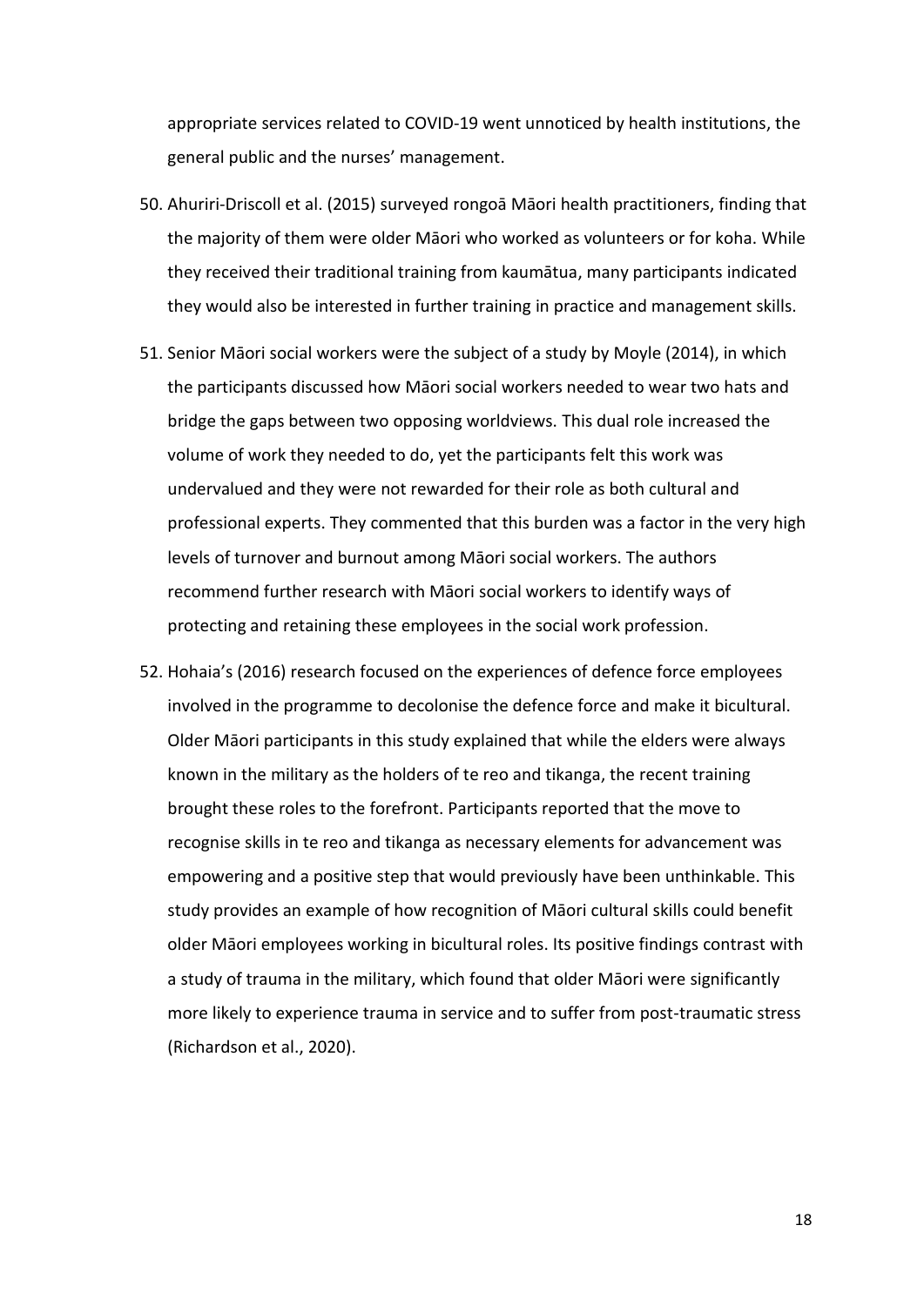appropriate services related to COVID-19 went unnoticed by health institutions, the general public and the nurses' management.

50. Ahuriri-Driscoll et al. (2015) surveyed rongoā Māori health practitioners, finding that the majority of them were older Māori who worked as volunteers or for koha. While they received their traditional training from kaumātua, many participants indicated they would also be interested in further training in practice and management skills.

51. Senior Māori social workers were the subject of a study by Moyle (2014), in which the participants discussed how Māori social workers needed to wear two hats and bridge the gaps between two opposing worldviews. This dual role increased the volume of work they needed to do, yet the participants felt this work was undervalued and they were not rewarded for their role as both cultural and professional experts. They commented that this burden was a factor in the very high levels of turnover and burnout among Māori social workers. The authors recommend further research with Māori social workers to identify ways of protecting and retaining these employees in the social work profession.

52. Hohaia's (2016) research focused on the experiences of defence force employees involved in the programme to decolonise the defence force and make it bicultural. Older Māori participants in this study explained that while the elders were always known in the military as the holders of te reo and tikanga, the recent training brought these roles to the forefront. Participants reported that the move to recognise skills in te reo and tikanga as necessary elements for advancement was empowering and a positive step that would previously have been unthinkable. This study provides an example of how recognition of Māori cultural skills could benefit older Māori employees working in bicultural roles. Its positive findings contrast with a study of trauma in the military, which found that older Māori were significantly more likely to experience trauma in service and to suffer from post-traumatic stress (Richardson et al., 2020).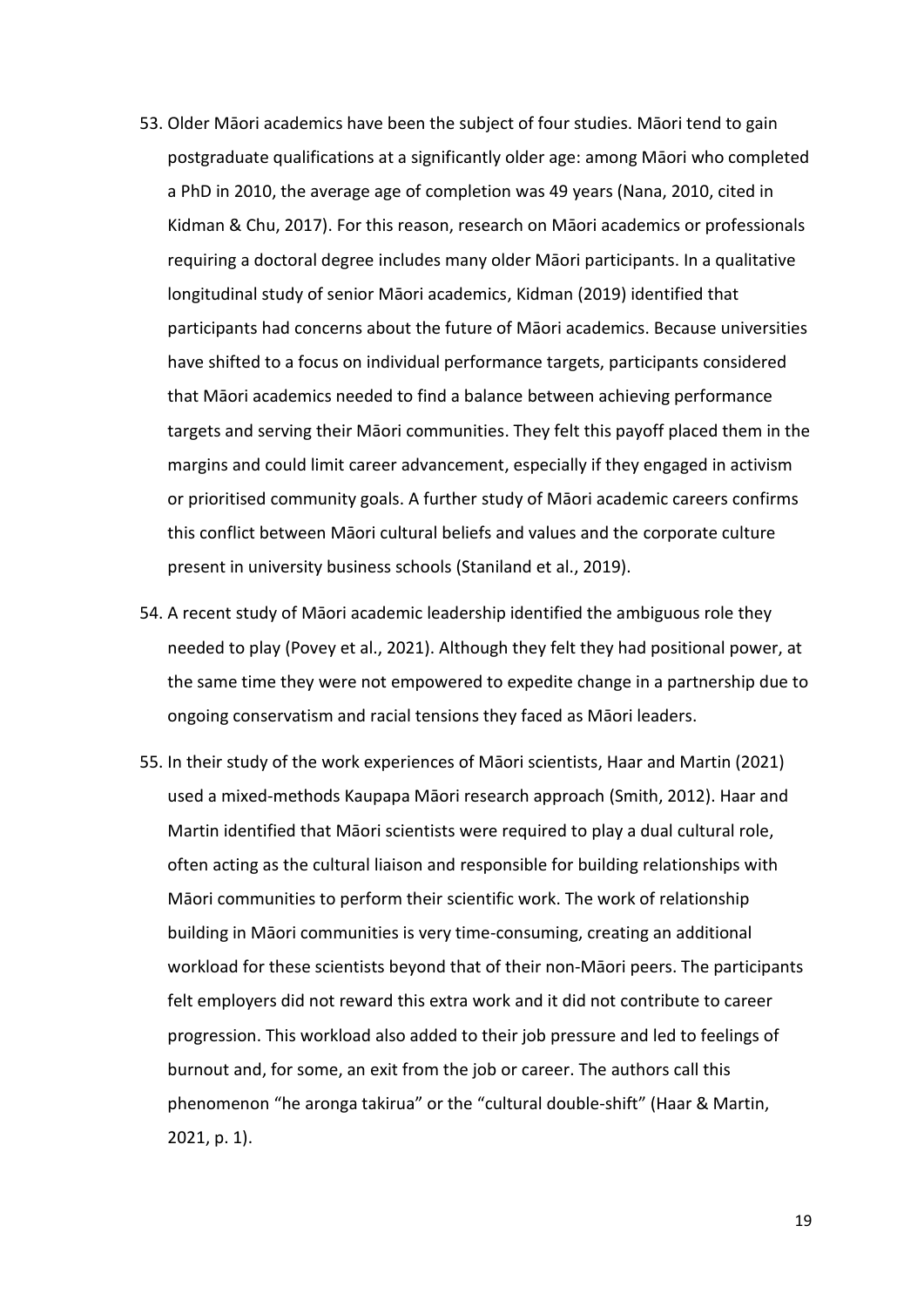53. Older Māori academics have been the subject of four studies. Māori tend to gain postgraduate qualifications at a significantly older age: among Māori who completed a PhD in 2010, the average age of completion was 49 years (Nana, 2010, cited in Kidman & Chu, 2017). For this reason, research on Māori academics or professionals requiring a doctoral degree includes many older Māori participants. In a qualitative longitudinal study of senior Māori academics, Kidman (2019) identified that participants had concerns about the future of Māori academics. Because universities have shifted to a focus on individual performance targets, participants considered that Māori academics needed to find a balance between achieving performance targets and serving their Māori communities. They felt this payoff placed them in the margins and could limit career advancement, especially if they engaged in activism or prioritised community goals. A further study of Māori academic careers confirms this conflict between Māori cultural beliefs and values and the corporate culture present in university business schools (Staniland et al., 2019).

54. A recent study of Māori academic leadership identified the ambiguous role they needed to play (Povey et al., 2021). Although they felt they had positional power, at the same time they were not empowered to expedite change in a partnership due to ongoing conservatism and racial tensions they faced as Māori leaders.

55. In their study of the work experiences of Māori scientists, Haar and Martin (2021) used a mixed-methods Kaupapa Māori research approach (Smith, 2012). Haar and Martin identified that Māori scientists were required to play a dual cultural role, often acting as the cultural liaison and responsible for building relationships with Māori communities to perform their scientific work. The work of relationship building in Māori communities is very time-consuming, creating an additional workload for these scientists beyond that of their non-Māori peers. The participants felt employers did not reward this extra work and it did not contribute to career progression. This workload also added to their job pressure and led to feelings of burnout and, for some, an exit from the job or career. The authors call this phenomenon "he aronga takirua" or the "cultural double-shift" (Haar & Martin, 2021, p. 1).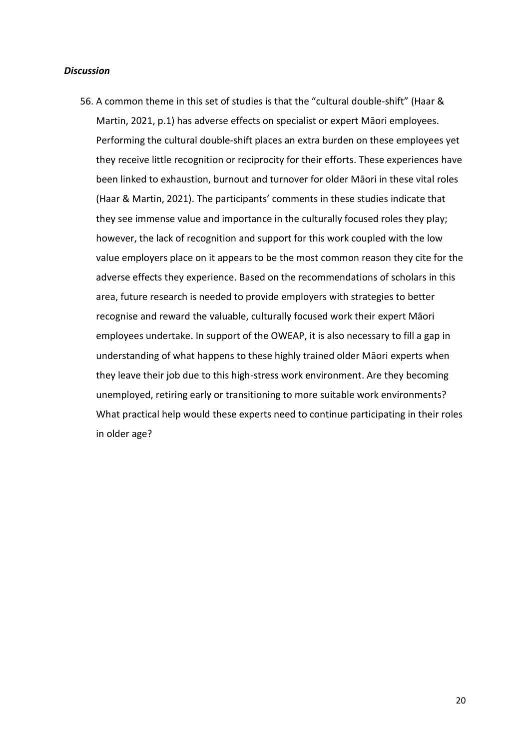### *Discussion*

56. A common theme in this set of studies is that the "cultural double-shift" (Haar & Martin, 2021, p.1) has adverse effects on specialist or expert Māori employees. Performing the cultural double-shift places an extra burden on these employees yet they receive little recognition or reciprocity for their efforts. These experiences have been linked to exhaustion, burnout and turnover for older Māori in these vital roles (Haar & Martin, 2021). The participants' comments in these studies indicate that they see immense value and importance in the culturally focused roles they play; however, the lack of recognition and support for this work coupled with the low value employers place on it appears to be the most common reason they cite for the adverse effects they experience. Based on the recommendations of scholars in this area, future research is needed to provide employers with strategies to better recognise and reward the valuable, culturally focused work their expert Māori employees undertake. In support of the OWEAP, it is also necessary to fill a gap in understanding of what happens to these highly trained older Māori experts when they leave their job due to this high-stress work environment. Are they becoming unemployed, retiring early or transitioning to more suitable work environments? What practical help would these experts need to continue participating in their roles in older age?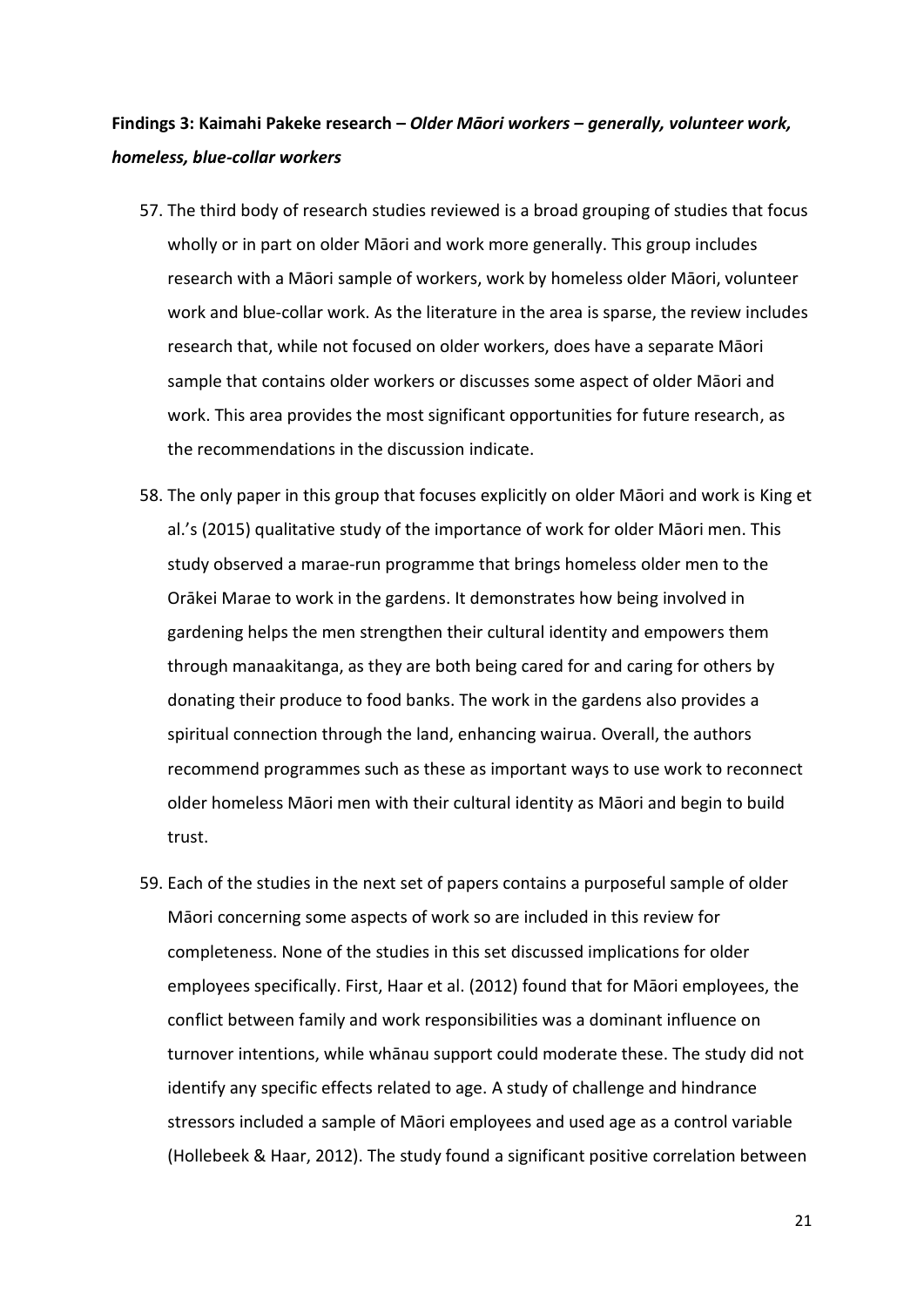**Findings 3: Kaimahi Pakeke research –** ***Older Māori workers – generally, volunteer work, homeless, blue-collar workers***

57. The third body of research studies reviewed is a broad grouping of studies that focus wholly or in part on older Māori and work more generally. This group includes research with a Māori sample of workers, work by homeless older Māori, volunteer work and blue-collar work. As the literature in the area is sparse, the review includes research that, while not focused on older workers, does have a separate Māori sample that contains older workers or discusses some aspect of older Māori and work. This area provides the most significant opportunities for future research, as the recommendations in the discussion indicate.

58. The only paper in this group that focuses explicitly on older Māori and work is King et al.'s (2015) qualitative study of the importance of work for older Māori men. This study observed a marae-run programme that brings homeless older men to the Orākei Marae to work in the gardens. It demonstrates how being involved in gardening helps the men strengthen their cultural identity and empowers them through manaakitanga, as they are both being cared for and caring for others by donating their produce to food banks. The work in the gardens also provides a spiritual connection through the land, enhancing wairua. Overall, the authors recommend programmes such as these as important ways to use work to reconnect older homeless Māori men with their cultural identity as Māori and begin to build trust.

59. Each of the studies in the next set of papers contains a purposeful sample of older Māori concerning some aspects of work so are included in this review for completeness. None of the studies in this set discussed implications for older employees specifically. First, Haar et al. (2012) found that for Māori employees, the conflict between family and work responsibilities was a dominant influence on turnover intentions, while whānau support could moderate these. The study did not identify any specific effects related to age. A study of challenge and hindrance stressors included a sample of Māori employees and used age as a control variable (Hollebeek & Haar, 2012). The study found a significant positive correlation between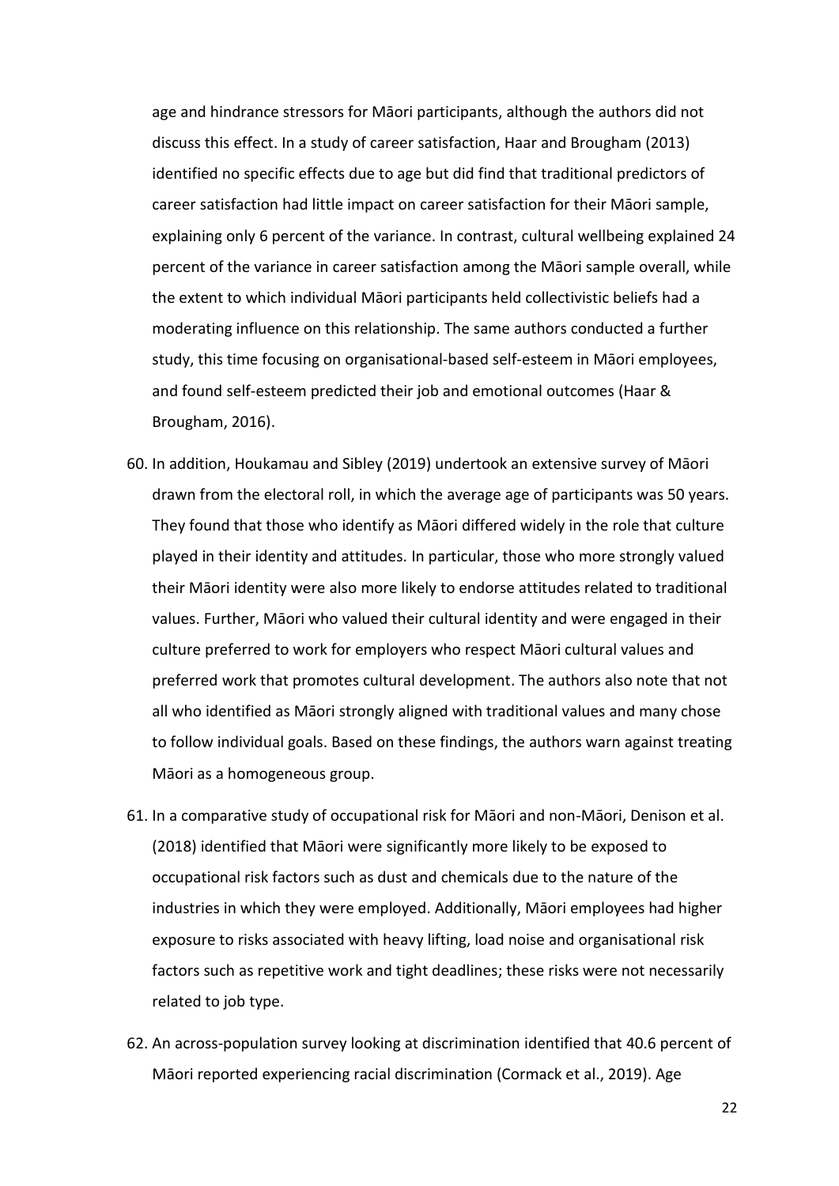age and hindrance stressors for Māori participants, although the authors did not discuss this effect. In a study of career satisfaction, Haar and Brougham (2013) identified no specific effects due to age but did find that traditional predictors of career satisfaction had little impact on career satisfaction for their Māori sample, explaining only 6 percent of the variance. In contrast, cultural wellbeing explained 24 percent of the variance in career satisfaction among the Māori sample overall, while the extent to which individual Māori participants held collectivistic beliefs had a moderating influence on this relationship. The same authors conducted a further study, this time focusing on organisational-based self-esteem in Māori employees, and found self-esteem predicted their job and emotional outcomes (Haar & Brougham, 2016).

60. In addition, Houkamau and Sibley (2019) undertook an extensive survey of Māori drawn from the electoral roll, in which the average age of participants was 50 years. They found that those who identify as Māori differed widely in the role that culture played in their identity and attitudes. In particular, those who more strongly valued their Māori identity were also more likely to endorse attitudes related to traditional values. Further, Māori who valued their cultural identity and were engaged in their culture preferred to work for employers who respect Māori cultural values and preferred work that promotes cultural development. The authors also note that not all who identified as Māori strongly aligned with traditional values and many chose to follow individual goals. Based on these findings, the authors warn against treating Māori as a homogeneous group.

61. In a comparative study of occupational risk for Māori and non-Māori, Denison et al. (2018) identified that Māori were significantly more likely to be exposed to occupational risk factors such as dust and chemicals due to the nature of the industries in which they were employed. Additionally, Māori employees had higher exposure to risks associated with heavy lifting, load noise and organisational risk factors such as repetitive work and tight deadlines; these risks were not necessarily related to job type.

62. An across-population survey looking at discrimination identified that 40.6 percent of Māori reported experiencing racial discrimination (Cormack et al., 2019). Age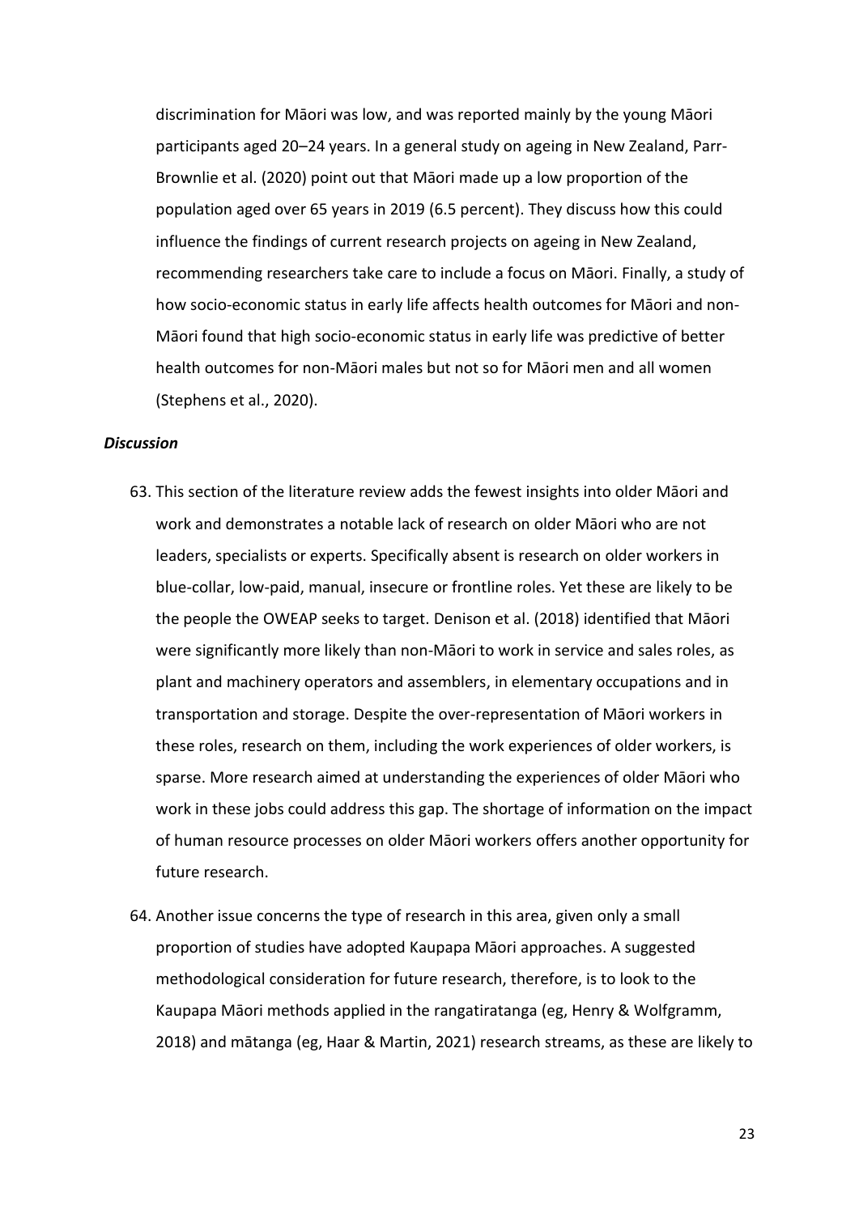discrimination for Māori was low, and was reported mainly by the young Māori participants aged 20–24 years. In a general study on ageing in New Zealand, Parr-Brownlie et al. (2020) point out that Māori made up a low proportion of the population aged over 65 years in 2019 (6.5 percent). They discuss how this could influence the findings of current research projects on ageing in New Zealand, recommending researchers take care to include a focus on Māori. Finally, a study of how socio-economic status in early life affects health outcomes for Māori and non-Māori found that high socio-economic status in early life was predictive of better health outcomes for non-Māori males but not so for Māori men and all women (Stephens et al., 2020).

### *Discussion*

63. This section of the literature review adds the fewest insights into older Māori and work and demonstrates a notable lack of research on older Māori who are not leaders, specialists or experts. Specifically absent is research on older workers in blue-collar, low-paid, manual, insecure or frontline roles. Yet these are likely to be the people the OWEAP seeks to target. Denison et al. (2018) identified that Māori were significantly more likely than non-Māori to work in service and sales roles, as plant and machinery operators and assemblers, in elementary occupations and in transportation and storage. Despite the over-representation of Māori workers in these roles, research on them, including the work experiences of older workers, is sparse. More research aimed at understanding the experiences of older Māori who work in these jobs could address this gap. The shortage of information on the impact of human resource processes on older Māori workers offers another opportunity for future research.

64. Another issue concerns the type of research in this area, given only a small proportion of studies have adopted Kaupapa Māori approaches. A suggested methodological consideration for future research, therefore, is to look to the Kaupapa Māori methods applied in the rangatiratanga (eg, Henry & Wolfgramm, 2018) and mātanga (eg, Haar & Martin, 2021) research streams, as these are likely to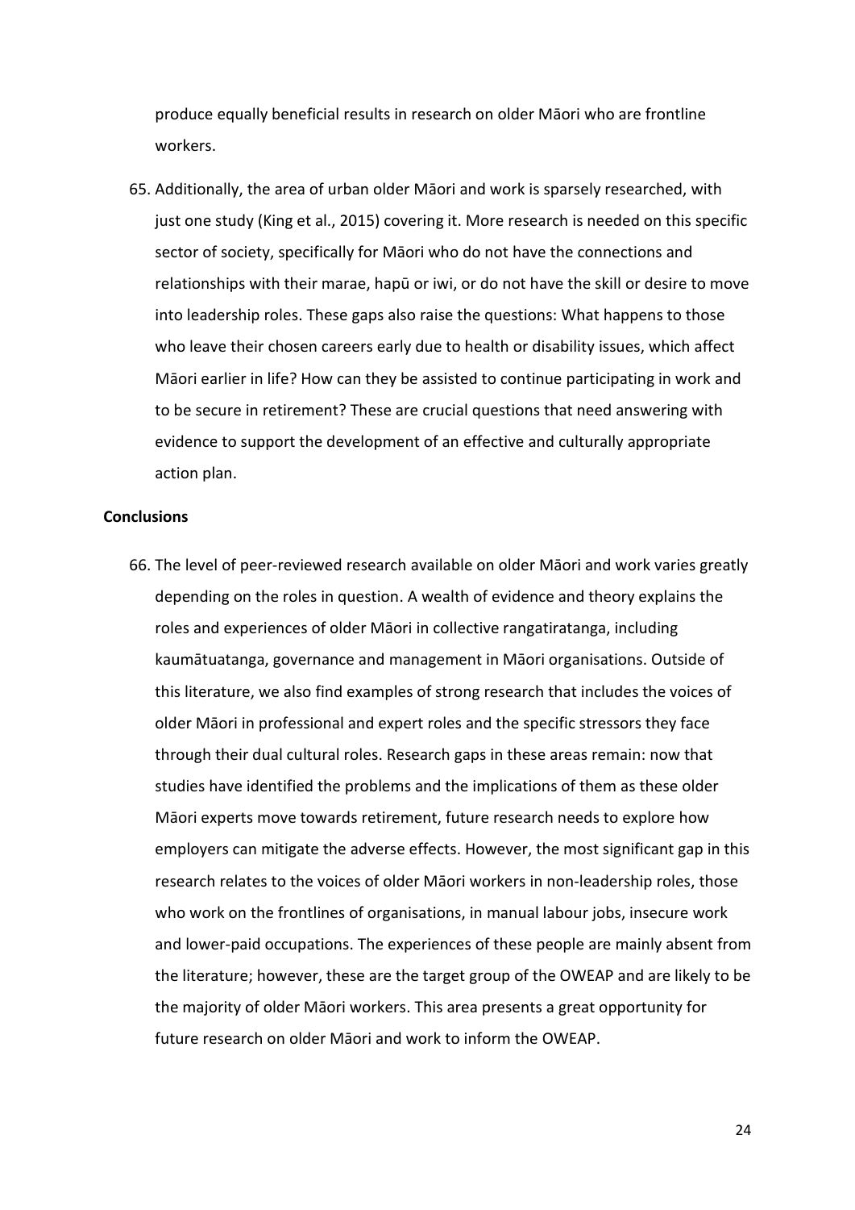produce equally beneficial results in research on older Māori who are frontline workers.

65. Additionally, the area of urban older Māori and work is sparsely researched, with just one study (King et al., 2015) covering it. More research is needed on this specific sector of society, specifically for Māori who do not have the connections and relationships with their marae, hapū or iwi, or do not have the skill or desire to move into leadership roles. These gaps also raise the questions: What happens to those who leave their chosen careers early due to health or disability issues, which affect Māori earlier in life? How can they be assisted to continue participating in work and to be secure in retirement? These are crucial questions that need answering with evidence to support the development of an effective and culturally appropriate action plan.

**Conclusions**

66. The level of peer-reviewed research available on older Māori and work varies greatly depending on the roles in question. A wealth of evidence and theory explains the roles and experiences of older Māori in collective rangatiratanga, including kaumātuatanga, governance and management in Māori organisations. Outside of this literature, we also find examples of strong research that includes the voices of older Māori in professional and expert roles and the specific stressors they face through their dual cultural roles. Research gaps in these areas remain: now that studies have identified the problems and the implications of them as these older Māori experts move towards retirement, future research needs to explore how employers can mitigate the adverse effects. However, the most significant gap in this research relates to the voices of older Māori workers in non-leadership roles, those who work on the frontlines of organisations, in manual labour jobs, insecure work and lower-paid occupations. The experiences of these people are mainly absent from the literature; however, these are the target group of the OWEAP and are likely to be the majority of older Māori workers. This area presents a great opportunity for future research on older Māori and work to inform the OWEAP.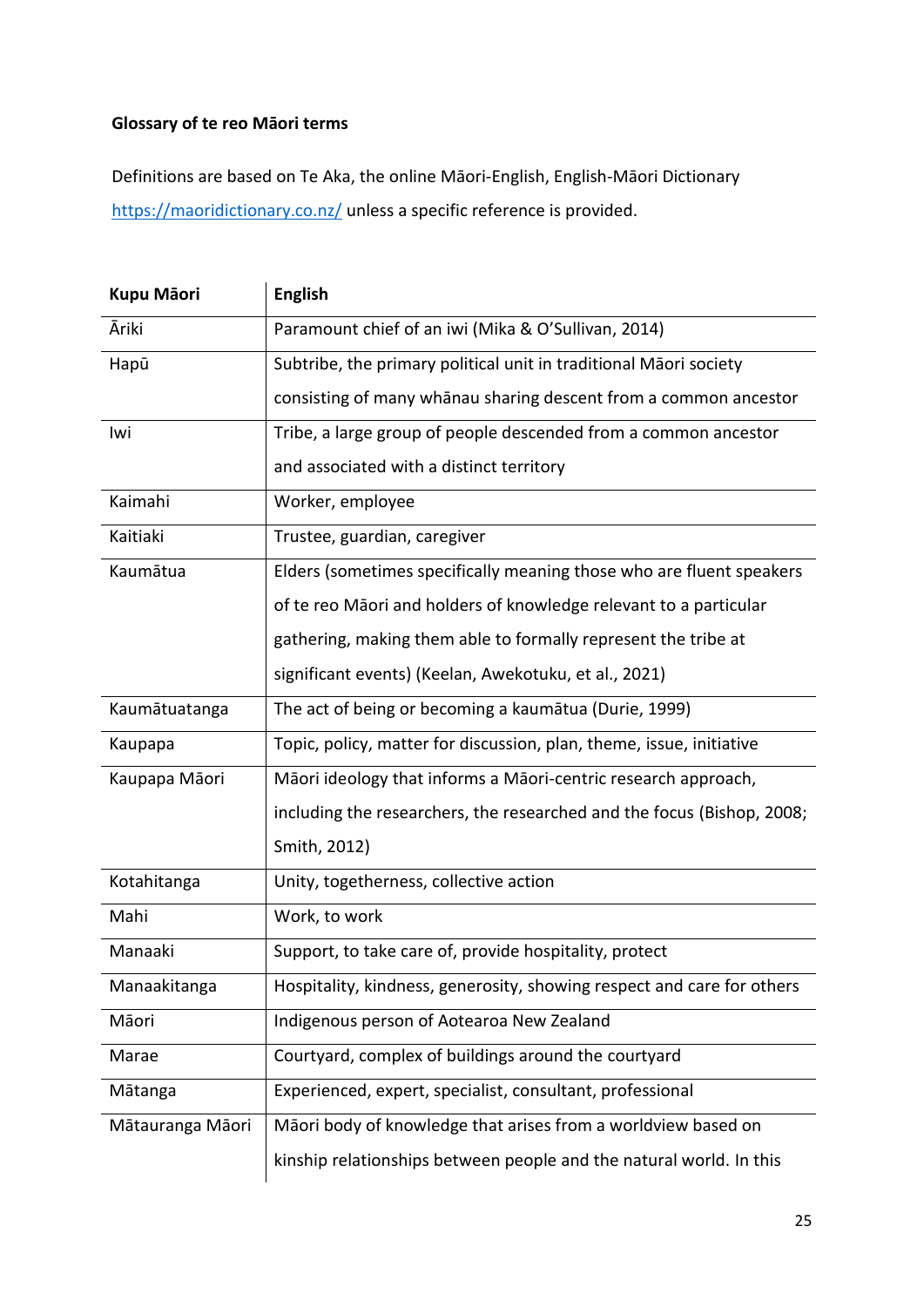**Glossary of te reo Māori terms**

Definitions are based on Te Aka, the online Māori-English, English-Māori Dictionary https://maoridictionary.co.nz/ unless a specific reference is provided.

| Kupu Māori | English |
|---|---|
| Āriki | Paramount chief of an iwi (Mika & O'Sullivan, 2014) |
| Hapū | Subtribe, the primary political unit in traditional Māori society consisting of many whānau sharing descent from a common ancestor |
| Iwi | Tribe, a large group of people descended from a common ancestor and associated with a distinct territory |
| Kaimahi | Worker, employee |
| Kaitiaki | Trustee, guardian, caregiver |
| Kaumātua | Elders (sometimes specifically meaning those who are fluent speakers of te reo Māori and holders of knowledge relevant to a particular gathering, making them able to formally represent the tribe at significant events) (Keelan, Awekotuku, et al., 2021) |
| Kaumātuatanga | The act of being or becoming a kaumātua (Durie, 1999) |
| Kaupapa | Topic, policy, matter for discussion, plan, theme, issue, initiative |
| Kaupapa Māori | Māori ideology that informs a Māori-centric research approach, including the researchers, the researched and the focus (Bishop, 2008; Smith, 2012) |
| Kotahitanga | Unity, togetherness, collective action |
| Mahi | Work, to work |
| Manaaki | Support, to take care of, provide hospitality, protect |
| Manaakitanga | Hospitality, kindness, generosity, showing respect and care for others |
| Māori | Indigenous person of Aotearoa New Zealand |
| Marae | Courtyard, complex of buildings around the courtyard |
| Mātanga | Experienced, expert, specialist, consultant, professional |
| Mātauranga Māori | Māori body of knowledge that arises from a worldview based on kinship relationships between people and the natural world. In this |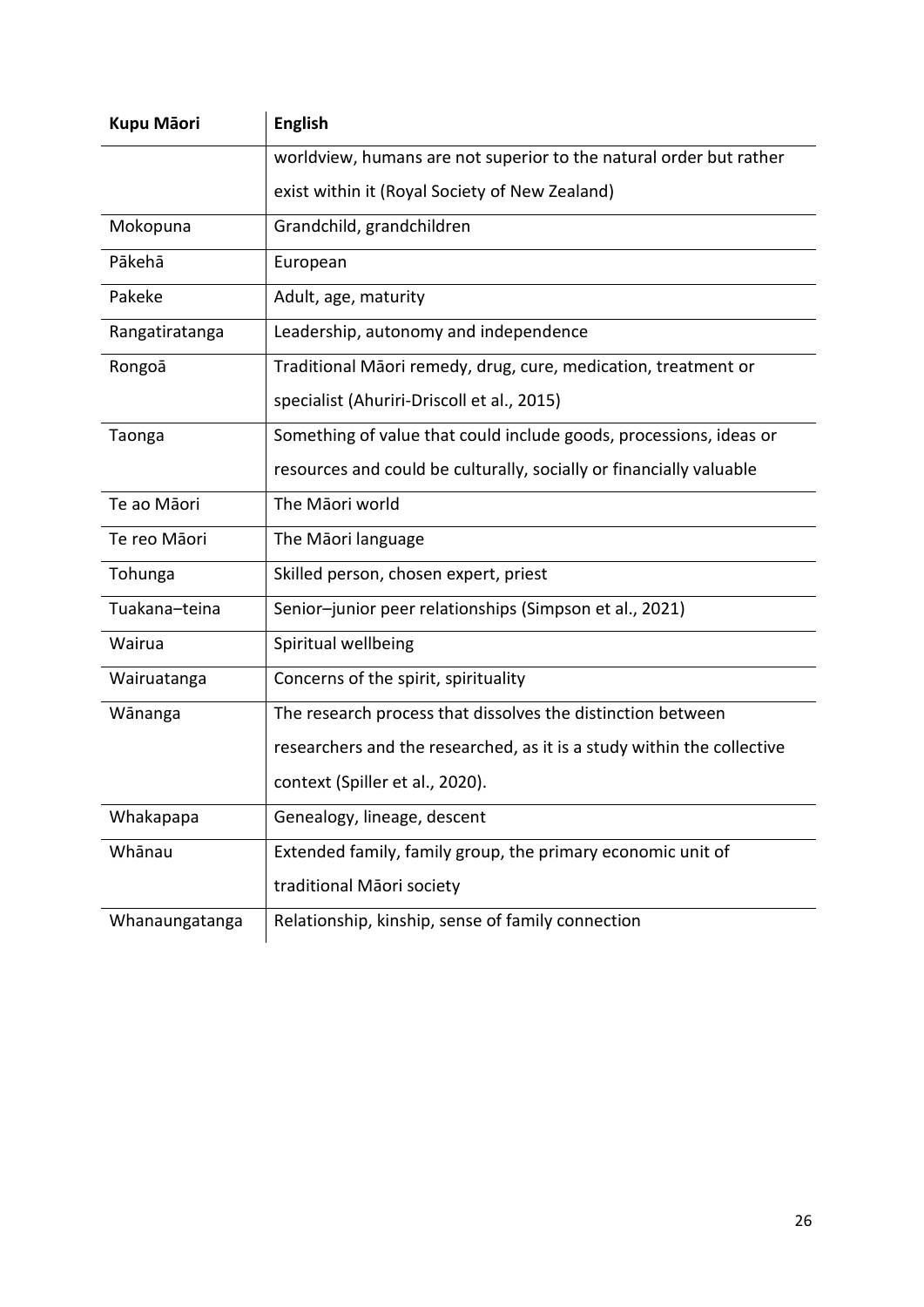| Kupu Māori | English |
|---|---|
| | worldview, humans are not superior to the natural order but rather exist within it (Royal Society of New Zealand) |
| Mokopuna | Grandchild, grandchildren |
| Pākehā | European |
| Pakeke | Adult, age, maturity |
| Rangatiratanga | Leadership, autonomy and independence |
| Rongoā | Traditional Māori remedy, drug, cure, medication, treatment or specialist (Ahuriri-Driscoll et al., 2015) |
| Taonga | Something of value that could include goods, processions, ideas or resources and could be culturally, socially or financially valuable |
| Te ao Māori | The Māori world |
| Te reo Māori | The Māori language |
| Tohunga | Skilled person, chosen expert, priest |
| Tuakana–teina | Senior–junior peer relationships (Simpson et al., 2021) |
| Wairua | Spiritual wellbeing |
| Wairuatanga | Concerns of the spirit, spirituality |
| Wānanga | The research process that dissolves the distinction between researchers and the researched, as it is a study within the collective context (Spiller et al., 2020). |
| Whakapapa | Genealogy, lineage, descent |
| Whānau | Extended family, family group, the primary economic unit of traditional Māori society |
| Whanaungatanga | Relationship, kinship, sense of family connection |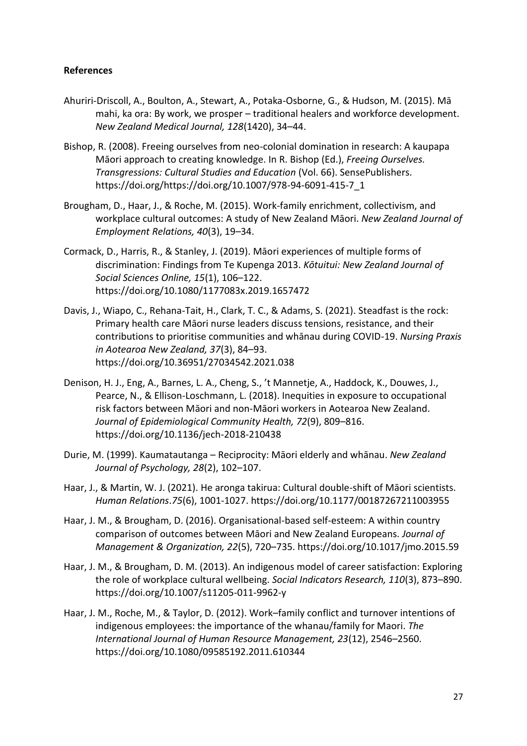**References**

Ahuriri-Driscoll, A., Boulton, A., Stewart, A., Potaka-Osborne, G., & Hudson, M. (2015). Mā mahi, ka ora: By work, we prosper – traditional healers and workforce development. *New Zealand Medical Journal, 128*(1420), 34–44.

Bishop, R. (2008). Freeing ourselves from neo-colonial domination in research: A kaupapa Māori approach to creating knowledge. In R. Bishop (Ed.), *Freeing Ourselves. Transgressions: Cultural Studies and Education* (Vol. 66). SensePublishers. https://doi.org/https://doi.org/10.1007/978-94-6091-415-7_1

Brougham, D., Haar, J., & Roche, M. (2015). Work-family enrichment, collectivism, and workplace cultural outcomes: A study of New Zealand Māori. *New Zealand Journal of Employment Relations, 40*(3), 19–34.

Cormack, D., Harris, R., & Stanley, J. (2019). Māori experiences of multiple forms of discrimination: Findings from Te Kupenga 2013. *Kōtuitui: New Zealand Journal of Social Sciences Online, 15*(1), 106–122. https://doi.org/10.1080/1177083x.2019.1657472

Davis, J., Wiapo, C., Rehana-Tait, H., Clark, T. C., & Adams, S. (2021). Steadfast is the rock: Primary health care Māori nurse leaders discuss tensions, resistance, and their contributions to prioritise communities and whānau during COVID-19. *Nursing Praxis in Aotearoa New Zealand, 37*(3), 84–93. https://doi.org/10.36951/27034542.2021.038

Denison, H. J., Eng, A., Barnes, L. A., Cheng, S., 't Mannetje, A., Haddock, K., Douwes, J., Pearce, N., & Ellison-Loschmann, L. (2018). Inequities in exposure to occupational risk factors between Māori and non-Māori workers in Aotearoa New Zealand. *Journal of Epidemiological Community Health, 72*(9), 809–816. https://doi.org/10.1136/jech-2018-210438

Durie, M. (1999). Kaumatautanga – Reciprocity: Māori elderly and whānau. *New Zealand Journal of Psychology, 28*(2), 102–107.

Haar, J., & Martin, W. J. (2021). He aronga takirua: Cultural double-shift of Māori scientists. *Human Relations*.*75*(6), 1001-1027. https://doi.org/10.1177/00187267211003955

Haar, J. M., & Brougham, D. (2016). Organisational-based self-esteem: A within country comparison of outcomes between Māori and New Zealand Europeans. *Journal of Management & Organization, 22*(5), 720–735. https://doi.org/10.1017/jmo.2015.59

Haar, J. M., & Brougham, D. M. (2013). An indigenous model of career satisfaction: Exploring the role of workplace cultural wellbeing. *Social Indicators Research, 110*(3), 873–890. https://doi.org/10.1007/s11205-011-9962-y

Haar, J. M., Roche, M., & Taylor, D. (2012). Work–family conflict and turnover intentions of indigenous employees: the importance of the whanau/family for Maori. *The International Journal of Human Resource Management, 23*(12), 2546–2560. https://doi.org/10.1080/09585192.2011.610344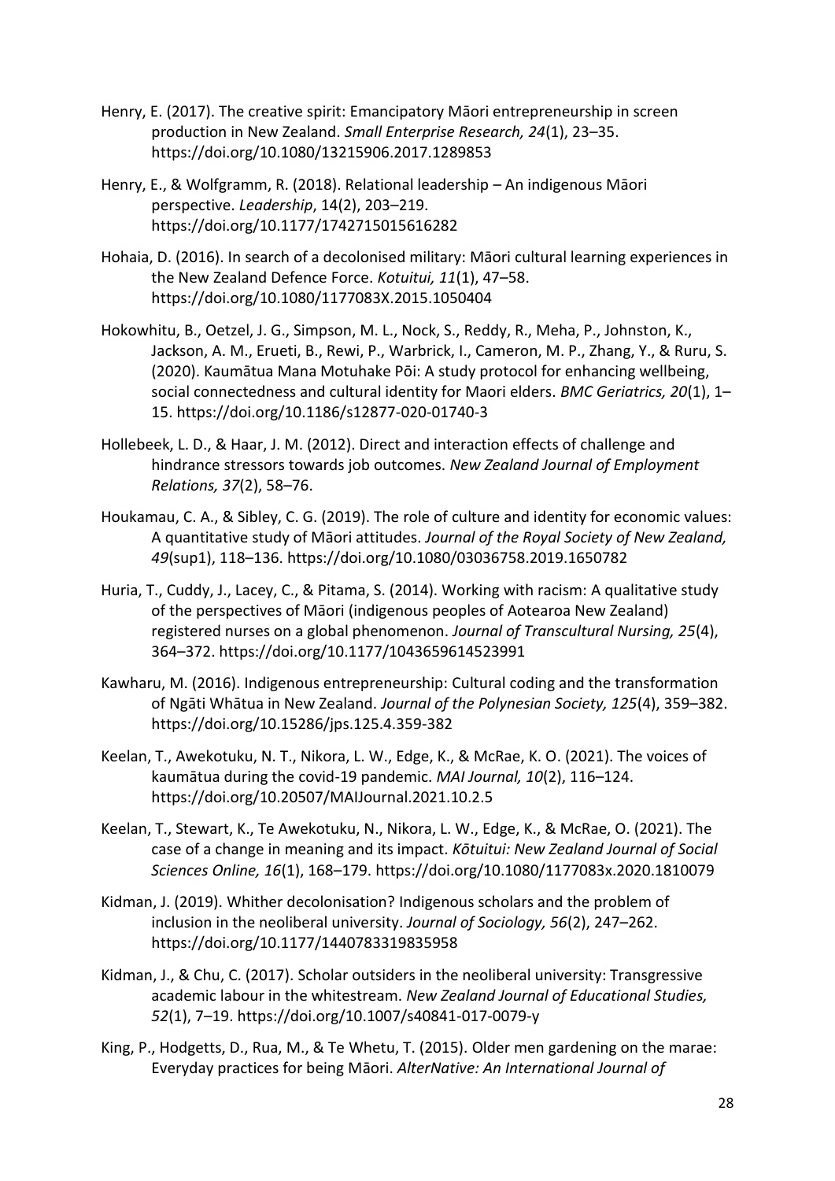Henry, E. (2017). The creative spirit: Emancipatory Māori entrepreneurship in screen production in New Zealand. *Small Enterprise Research, 24*(1), 23–35. https://doi.org/10.1080/13215906.2017.1289853

Henry, E., & Wolfgramm, R. (2018). Relational leadership – An indigenous Māori perspective. *Leadership*, 14(2), 203–219. https://doi.org/10.1177/1742715015616282

Hohaia, D. (2016). In search of a decolonised military: Māori cultural learning experiences in the New Zealand Defence Force. *Kotuitui, 11*(1), 47–58. https://doi.org/10.1080/1177083X.2015.1050404

Hokowhitu, B., Oetzel, J. G., Simpson, M. L., Nock, S., Reddy, R., Meha, P., Johnston, K., Jackson, A. M., Erueti, B., Rewi, P., Warbrick, I., Cameron, M. P., Zhang, Y., & Ruru, S. (2020). Kaumātua Mana Motuhake Pōi: A study protocol for enhancing wellbeing, social connectedness and cultural identity for Maori elders. *BMC Geriatrics, 20*(1), 1–15. https://doi.org/10.1186/s12877-020-01740-3

Hollebeek, L. D., & Haar, J. M. (2012). Direct and interaction effects of challenge and hindrance stressors towards job outcomes. *New Zealand Journal of Employment Relations, 37*(2), 58–76.

Houkamau, C. A., & Sibley, C. G. (2019). The role of culture and identity for economic values: A quantitative study of Māori attitudes. *Journal of the Royal Society of New Zealand, 49*(sup1), 118–136. https://doi.org/10.1080/03036758.2019.1650782

Huria, T., Cuddy, J., Lacey, C., & Pitama, S. (2014). Working with racism: A qualitative study of the perspectives of Māori (indigenous peoples of Aotearoa New Zealand) registered nurses on a global phenomenon. *Journal of Transcultural Nursing, 25*(4), 364–372. https://doi.org/10.1177/1043659614523991

Kawharu, M. (2016). Indigenous entrepreneurship: Cultural coding and the transformation of Ngāti Whātua in New Zealand. *Journal of the Polynesian Society, 125*(4), 359–382. https://doi.org/10.15286/jps.125.4.359-382

Keelan, T., Awekotuku, N. T., Nikora, L. W., Edge, K., & McRae, K. O. (2021). The voices of kaumātua during the covid-19 pandemic. *MAI Journal, 10*(2), 116–124. https://doi.org/10.20507/MAIJournal.2021.10.2.5

Keelan, T., Stewart, K., Te Awekotuku, N., Nikora, L. W., Edge, K., & McRae, O. (2021). The case of a change in meaning and its impact. *Kōtuitui: New Zealand Journal of Social Sciences Online, 16*(1), 168–179. https://doi.org/10.1080/1177083x.2020.1810079

Kidman, J. (2019). Whither decolonisation? Indigenous scholars and the problem of inclusion in the neoliberal university. *Journal of Sociology, 56*(2), 247–262. https://doi.org/10.1177/1440783319835958

Kidman, J., & Chu, C. (2017). Scholar outsiders in the neoliberal university: Transgressive academic labour in the whitestream. *New Zealand Journal of Educational Studies, 52*(1), 7–19. https://doi.org/10.1007/s40841-017-0079-y

King, P., Hodgetts, D., Rua, M., & Te Whetu, T. (2015). Older men gardening on the marae: Everyday practices for being Māori. *AlterNative: An International Journal of*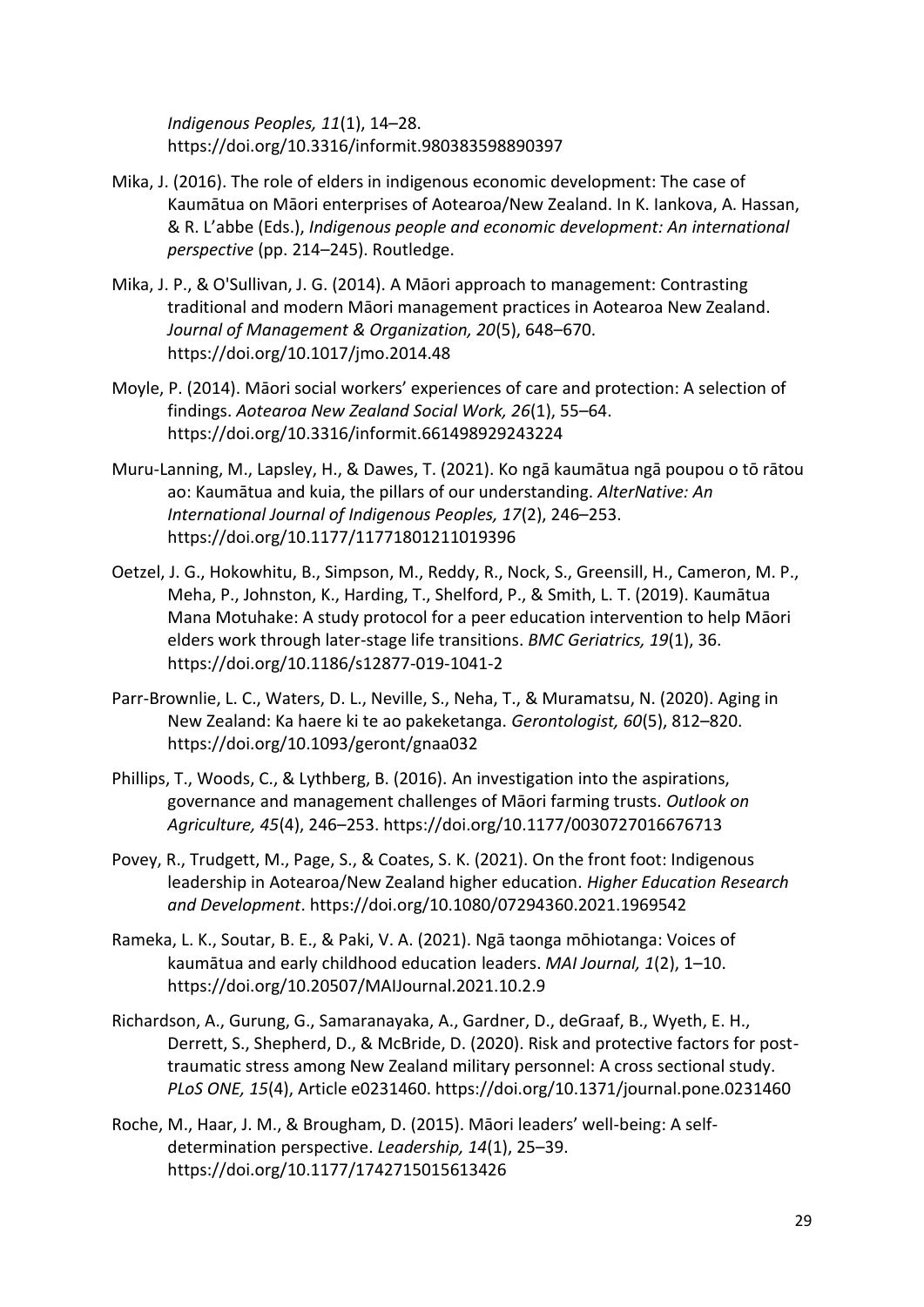*Indigenous Peoples, 11*(1), 14–28. https://doi.org/10.3316/informit.980383598890397

Mika, J. (2016). The role of elders in indigenous economic development: The case of Kaumātua on Māori enterprises of Aotearoa/New Zealand. In K. Iankova, A. Hassan, & R. L'abbe (Eds.), *Indigenous people and economic development: An international perspective* (pp. 214–245). Routledge.

Mika, J. P., & O'Sullivan, J. G. (2014). A Māori approach to management: Contrasting traditional and modern Māori management practices in Aotearoa New Zealand. *Journal of Management & Organization, 20*(5), 648–670. https://doi.org/10.1017/jmo.2014.48

Moyle, P. (2014). Māori social workers' experiences of care and protection: A selection of findings. *Aotearoa New Zealand Social Work, 26*(1), 55–64. https://doi.org/10.3316/informit.661498929243224

Muru-Lanning, M., Lapsley, H., & Dawes, T. (2021). Ko ngā kaumātua ngā poupou o tō rātou ao: Kaumātua and kuia, the pillars of our understanding. *AlterNative: An International Journal of Indigenous Peoples, 17*(2), 246–253. https://doi.org/10.1177/11771801211019396

Oetzel, J. G., Hokowhitu, B., Simpson, M., Reddy, R., Nock, S., Greensill, H., Cameron, M. P., Meha, P., Johnston, K., Harding, T., Shelford, P., & Smith, L. T. (2019). Kaumātua Mana Motuhake: A study protocol for a peer education intervention to help Māori elders work through later-stage life transitions. *BMC Geriatrics, 19*(1), 36. https://doi.org/10.1186/s12877-019-1041-2

Parr-Brownlie, L. C., Waters, D. L., Neville, S., Neha, T., & Muramatsu, N. (2020). Aging in New Zealand: Ka haere ki te ao pakeketanga. *Gerontologist, 60*(5), 812–820. https://doi.org/10.1093/geront/gnaa032

Phillips, T., Woods, C., & Lythberg, B. (2016). An investigation into the aspirations, governance and management challenges of Māori farming trusts. *Outlook on Agriculture, 45*(4), 246–253. https://doi.org/10.1177/0030727016676713

Povey, R., Trudgett, M., Page, S., & Coates, S. K. (2021). On the front foot: Indigenous leadership in Aotearoa/New Zealand higher education. *Higher Education Research and Development*. https://doi.org/10.1080/07294360.2021.1969542

Rameka, L. K., Soutar, B. E., & Paki, V. A. (2021). Ngā taonga mōhiotanga: Voices of kaumātua and early childhood education leaders. *MAI Journal, 1*(2), 1–10. https://doi.org/10.20507/MAIJournal.2021.10.2.9

Richardson, A., Gurung, G., Samaranayaka, A., Gardner, D., deGraaf, B., Wyeth, E. H., Derrett, S., Shepherd, D., & McBride, D. (2020). Risk and protective factors for post-traumatic stress among New Zealand military personnel: A cross sectional study. *PLoS ONE, 15*(4), Article e0231460. https://doi.org/10.1371/journal.pone.0231460

Roche, M., Haar, J. M., & Brougham, D. (2015). Māori leaders' well-being: A self-determination perspective. *Leadership, 14*(1), 25–39. https://doi.org/10.1177/1742715015613426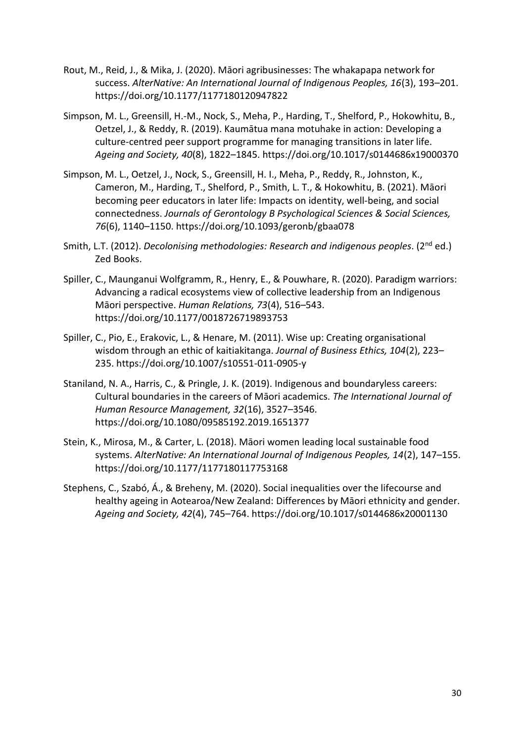Rout, M., Reid, J., & Mika, J. (2020). Māori agribusinesses: The whakapapa network for success. *AlterNative: An International Journal of Indigenous Peoples, 16*(3), 193–201. https://doi.org/10.1177/1177180120947822

Simpson, M. L., Greensill, H.-M., Nock, S., Meha, P., Harding, T., Shelford, P., Hokowhitu, B., Oetzel, J., & Reddy, R. (2019). Kaumātua mana motuhake in action: Developing a culture-centred peer support programme for managing transitions in later life. *Ageing and Society, 40*(8), 1822–1845. https://doi.org/10.1017/s0144686x19000370

Simpson, M. L., Oetzel, J., Nock, S., Greensill, H. I., Meha, P., Reddy, R., Johnston, K., Cameron, M., Harding, T., Shelford, P., Smith, L. T., & Hokowhitu, B. (2021). Māori becoming peer educators in later life: Impacts on identity, well-being, and social connectedness. *Journals of Gerontology B Psychological Sciences & Social Sciences, 76*(6), 1140–1150. https://doi.org/10.1093/geronb/gbaa078

Smith, L.T. (2012). *Decolonising methodologies: Research and indigenous peoples*. (2nd ed.) Zed Books.

Spiller, C., Maunganui Wolfgramm, R., Henry, E., & Pouwhare, R. (2020). Paradigm warriors: Advancing a radical ecosystems view of collective leadership from an Indigenous Māori perspective. *Human Relations, 73*(4), 516–543. https://doi.org/10.1177/0018726719893753

Spiller, C., Pio, E., Erakovic, L., & Henare, M. (2011). Wise up: Creating organisational wisdom through an ethic of kaitiakitanga. *Journal of Business Ethics, 104*(2), 223–235. https://doi.org/10.1007/s10551-011-0905-y

Staniland, N. A., Harris, C., & Pringle, J. K. (2019). Indigenous and boundaryless careers: Cultural boundaries in the careers of Māori academics. *The International Journal of Human Resource Management, 32*(16), 3527–3546. https://doi.org/10.1080/09585192.2019.1651377

Stein, K., Mirosa, M., & Carter, L. (2018). Māori women leading local sustainable food systems. *AlterNative: An International Journal of Indigenous Peoples, 14*(2), 147–155. https://doi.org/10.1177/1177180117753168

Stephens, C., Szabó, Á., & Breheny, M. (2020). Social inequalities over the lifecourse and healthy ageing in Aotearoa/New Zealand: Differences by Māori ethnicity and gender. *Ageing and Society, 42*(4), 745–764. https://doi.org/10.1017/s0144686x20001130